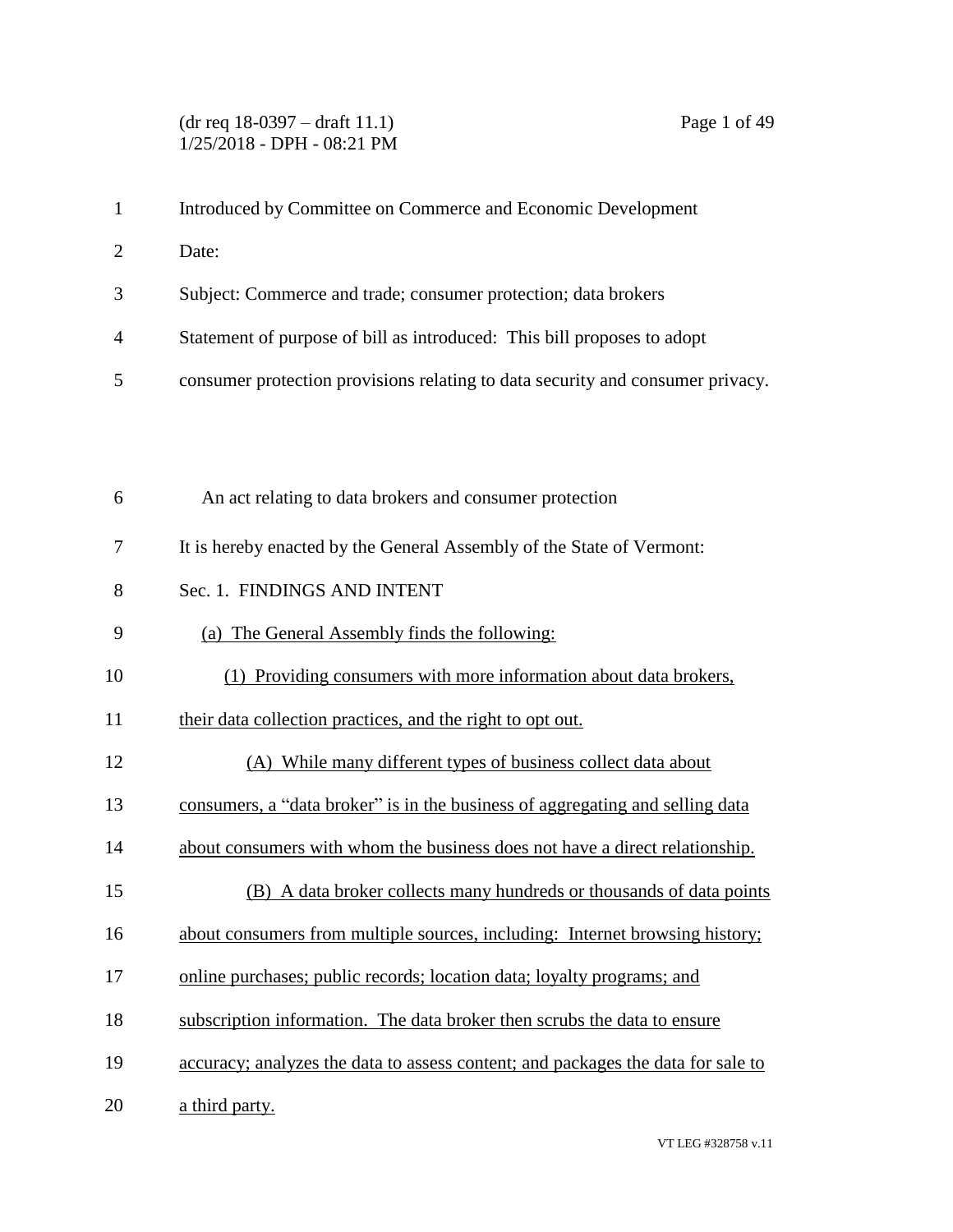Introduced by Committee on Commerce and Economic Development

Date:

Subject: Commerce and trade; consumer protection; data brokers

Statement of purpose of bill as introduced: This bill proposes to adopt consumer protection provisions relating to data security and consumer privacy.

An act relating to data brokers and consumer protection

It is hereby enacted by the General Assembly of the State of Vermont:

Sec. 1. FINDINGS AND INTENT

(a) The General Assembly finds the following:

(1) Providing consumers with more information about data brokers, their data collection practices, and the right to opt out.

(A) While many different types of business collect data about consumers, a "data broker" is in the business of aggregating and selling data about consumers with whom the business does not have a direct relationship.

(B) A data broker collects many hundreds or thousands of data points about consumers from multiple sources, including: Internet browsing history; online purchases; public records; location data; loyalty programs; and subscription information. The data broker then scrubs the data to ensure accuracy; analyzes the data to assess content; and packages the data for sale to a third party.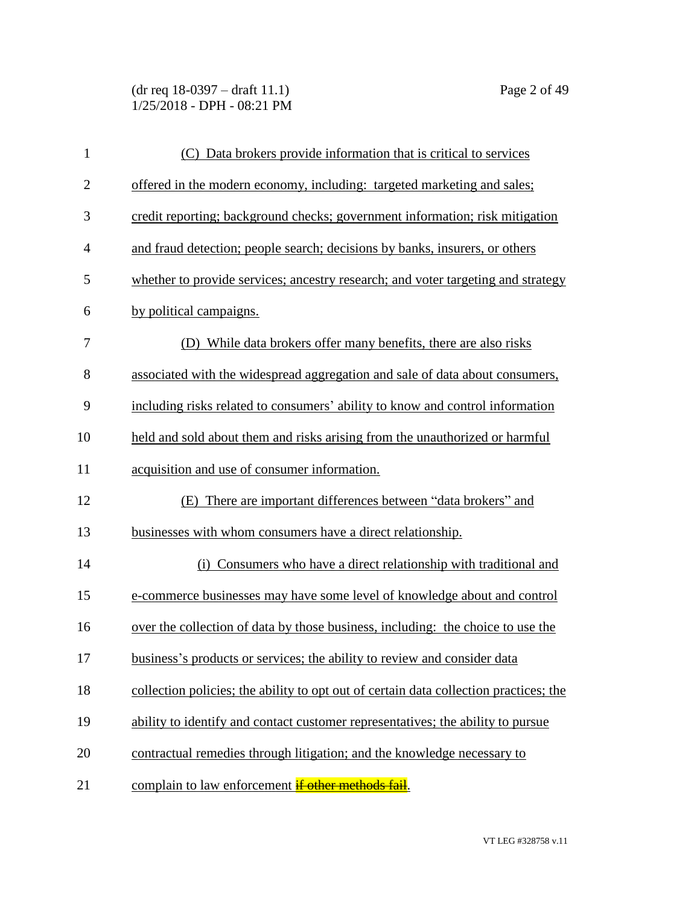(C) Data brokers provide information that is critical to services offered in the modern economy, including: targeted marketing and sales; credit reporting; background checks; government information; risk mitigation and fraud detection; people search; decisions by banks, insurers, or others whether to provide services; ancestry research; and voter targeting and strategy by political campaigns.

(D) While data brokers offer many benefits, there are also risks associated with the widespread aggregation and sale of data about consumers, including risks related to consumers' ability to know and control information held and sold about them and risks arising from the unauthorized or harmful acquisition and use of consumer information.

(E) There are important differences between "data brokers" and businesses with whom consumers have a direct relationship.

(i) Consumers who have a direct relationship with traditional and e-commerce businesses may have some level of knowledge about and control over the collection of data by those business, including: the choice to use the business's products or services; the ability to review and consider data collection policies; the ability to opt out of certain data collection practices; the ability to identify and contact customer representatives; the ability to pursue contractual remedies through litigation; and the knowledge necessary to complain to law enforcement ~~if other methods fail~~.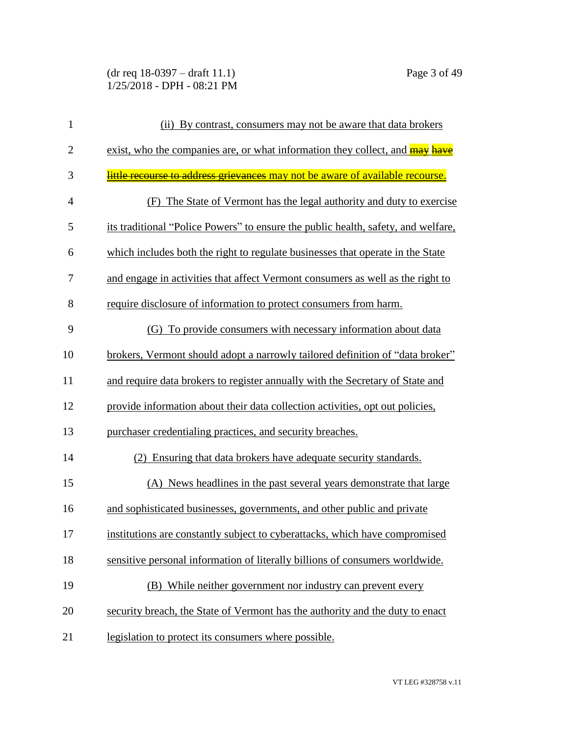(ii) By contrast, consumers may not be aware that data brokers exist, who the companies are, or what information they collect, and ~~may have little recourse to address grievances~~ may not be aware of available recourse.

(F) The State of Vermont has the legal authority and duty to exercise its traditional "Police Powers" to ensure the public health, safety, and welfare, which includes both the right to regulate businesses that operate in the State and engage in activities that affect Vermont consumers as well as the right to require disclosure of information to protect consumers from harm.

(G) To provide consumers with necessary information about data brokers, Vermont should adopt a narrowly tailored definition of "data broker" and require data brokers to register annually with the Secretary of State and provide information about their data collection activities, opt out policies, purchaser credentialing practices, and security breaches.

(2) Ensuring that data brokers have adequate security standards.

(A) News headlines in the past several years demonstrate that large and sophisticated businesses, governments, and other public and private institutions are constantly subject to cyberattacks, which have compromised sensitive personal information of literally billions of consumers worldwide.

(B) While neither government nor industry can prevent every security breach, the State of Vermont has the authority and the duty to enact legislation to protect its consumers where possible.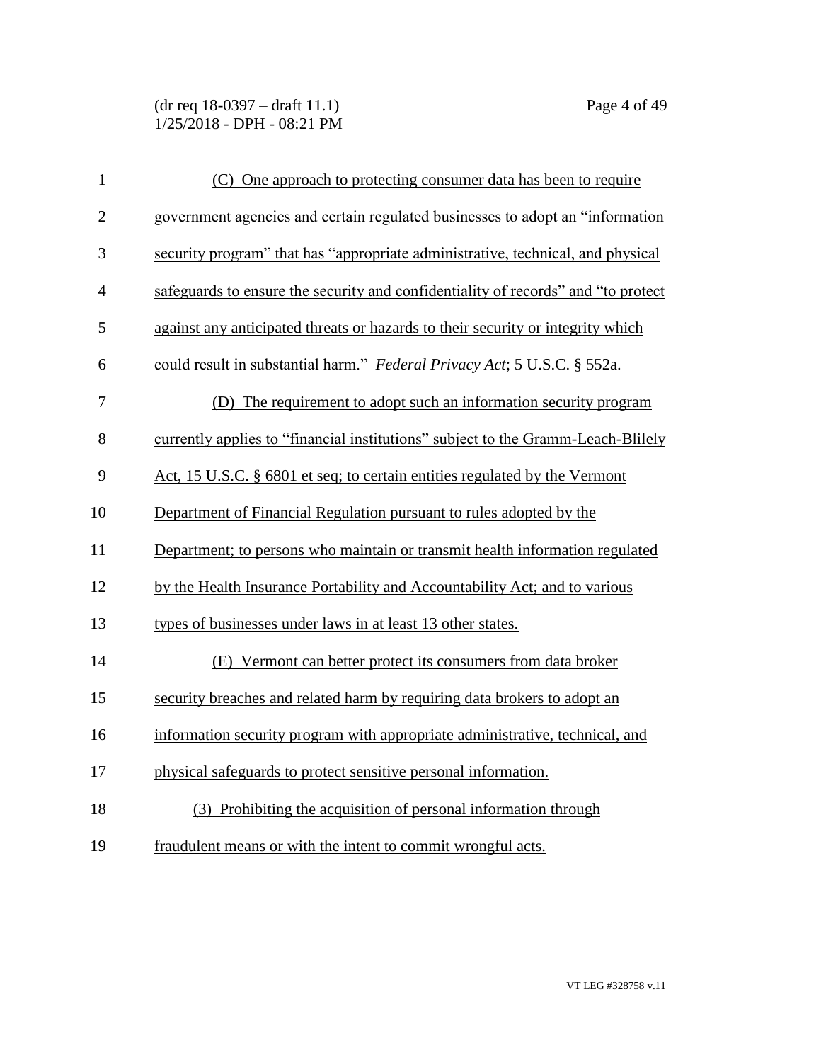(C) One approach to protecting consumer data has been to require government agencies and certain regulated businesses to adopt an "information security program" that has "appropriate administrative, technical, and physical safeguards to ensure the security and confidentiality of records" and "to protect against any anticipated threats or hazards to their security or integrity which could result in substantial harm." *Federal Privacy Act*; 5 U.S.C. § 552a.

(D) The requirement to adopt such an information security program currently applies to "financial institutions" subject to the Gramm-Leach-Blilely Act, 15 U.S.C. § 6801 et seq; to certain entities regulated by the Vermont Department of Financial Regulation pursuant to rules adopted by the Department; to persons who maintain or transmit health information regulated by the Health Insurance Portability and Accountability Act; and to various types of businesses under laws in at least 13 other states.

(E) Vermont can better protect its consumers from data broker security breaches and related harm by requiring data brokers to adopt an information security program with appropriate administrative, technical, and physical safeguards to protect sensitive personal information.

(3) Prohibiting the acquisition of personal information through fraudulent means or with the intent to commit wrongful acts.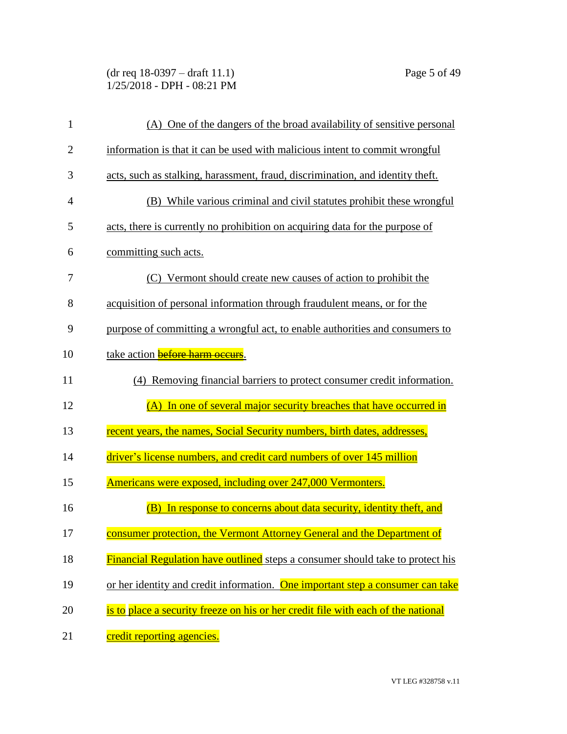(A) One of the dangers of the broad availability of sensitive personal information is that it can be used with malicious intent to commit wrongful acts, such as stalking, harassment, fraud, discrimination, and identity theft.

(B) While various criminal and civil statutes prohibit these wrongful acts, there is currently no prohibition on acquiring data for the purpose of committing such acts.

(C) Vermont should create new causes of action to prohibit the acquisition of personal information through fraudulent means, or for the purpose of committing a wrongful act, to enable authorities and consumers to take action ~~before harm occurs~~.

(4) Removing financial barriers to protect consumer credit information.

(A) In one of several major security breaches that have occurred in recent years, the names, Social Security numbers, birth dates, addresses, driver's license numbers, and credit card numbers of over 145 million Americans were exposed, including over 247,000 Vermonters.

(B) In response to concerns about data security, identity theft, and consumer protection, the Vermont Attorney General and the Department of Financial Regulation have outlined steps a consumer should take to protect his or her identity and credit information. One important step a consumer can take is to place a security freeze on his or her credit file with each of the national credit reporting agencies.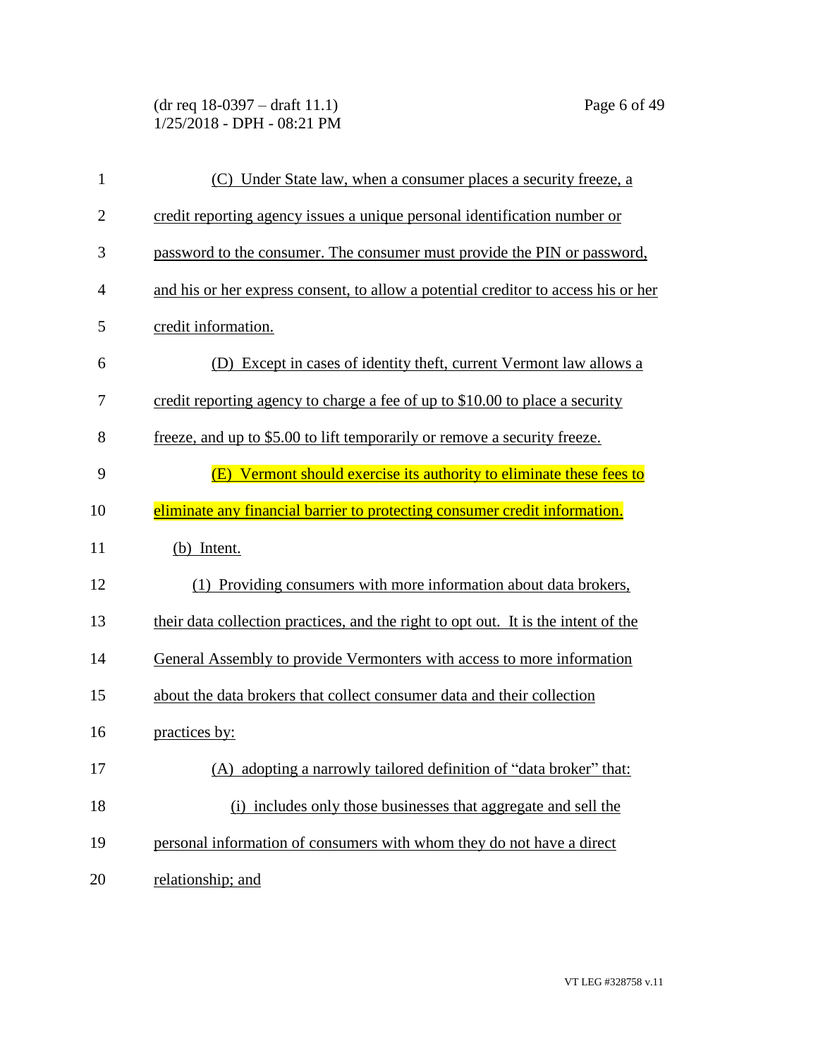(C) Under State law, when a consumer places a security freeze, a credit reporting agency issues a unique personal identification number or password to the consumer. The consumer must provide the PIN or password, and his or her express consent, to allow a potential creditor to access his or her credit information.

(D) Except in cases of identity theft, current Vermont law allows a credit reporting agency to charge a fee of up to $10.00 to place a security freeze, and up to $5.00 to lift temporarily or remove a security freeze.

(E) Vermont should exercise its authority to eliminate these fees to eliminate any financial barrier to protecting consumer credit information.

(b) Intent.

(1) Providing consumers with more information about data brokers, their data collection practices, and the right to opt out. It is the intent of the General Assembly to provide Vermonters with access to more information about the data brokers that collect consumer data and their collection practices by:

(A) adopting a narrowly tailored definition of "data broker" that:

(i) includes only those businesses that aggregate and sell the personal information of consumers with whom they do not have a direct relationship; and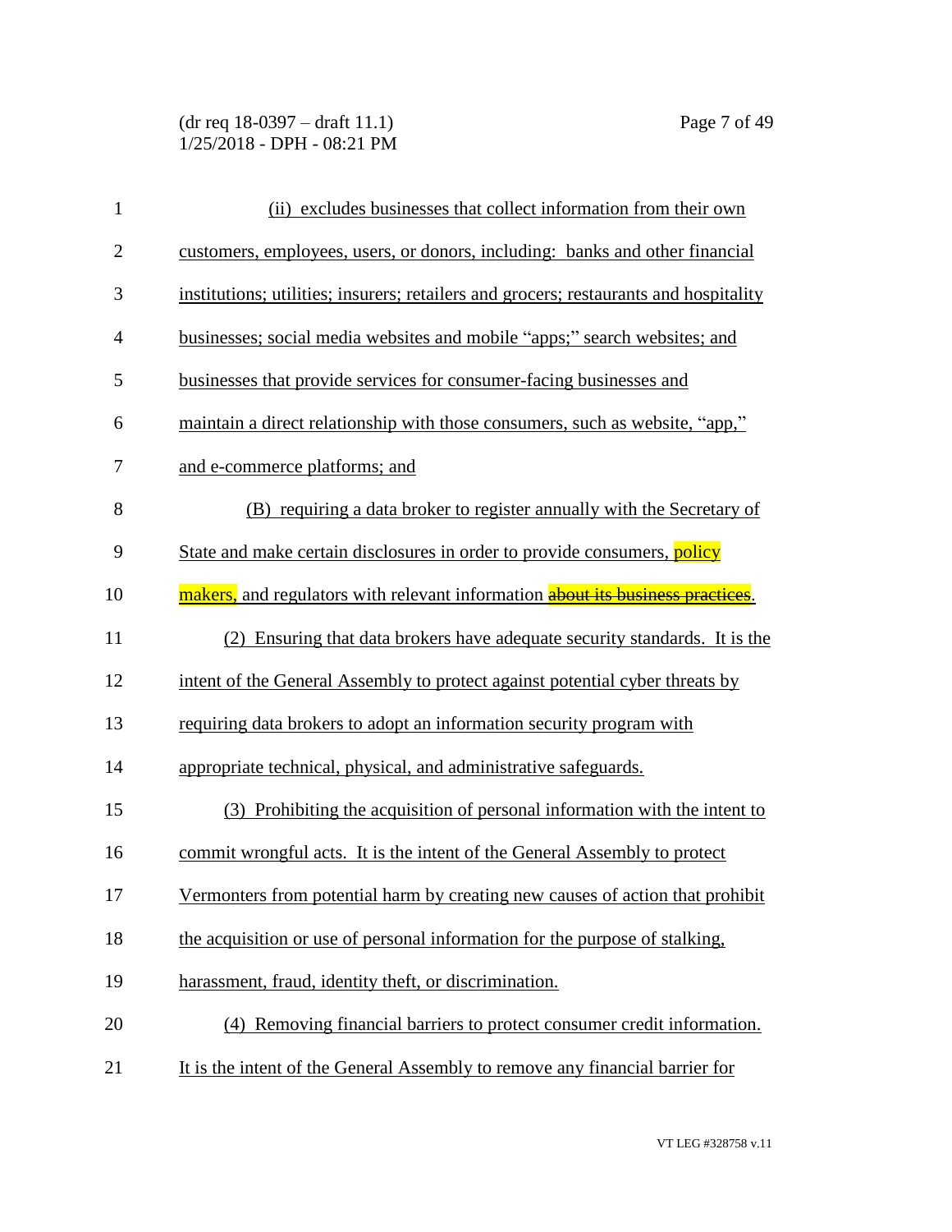(ii) excludes businesses that collect information from their own customers, employees, users, or donors, including: banks and other financial institutions; utilities; insurers; retailers and grocers; restaurants and hospitality businesses; social media websites and mobile "apps;" search websites; and businesses that provide services for consumer-facing businesses and maintain a direct relationship with those consumers, such as website, "app," and e-commerce platforms; and

(B) requiring a data broker to register annually with the Secretary of State and make certain disclosures in order to provide consumers, policy makers, and regulators with relevant information ~~about its business practices~~.

(2) Ensuring that data brokers have adequate security standards. It is the intent of the General Assembly to protect against potential cyber threats by requiring data brokers to adopt an information security program with appropriate technical, physical, and administrative safeguards.

(3) Prohibiting the acquisition of personal information with the intent to commit wrongful acts. It is the intent of the General Assembly to protect Vermonters from potential harm by creating new causes of action that prohibit the acquisition or use of personal information for the purpose of stalking, harassment, fraud, identity theft, or discrimination.

(4) Removing financial barriers to protect consumer credit information. It is the intent of the General Assembly to remove any financial barrier for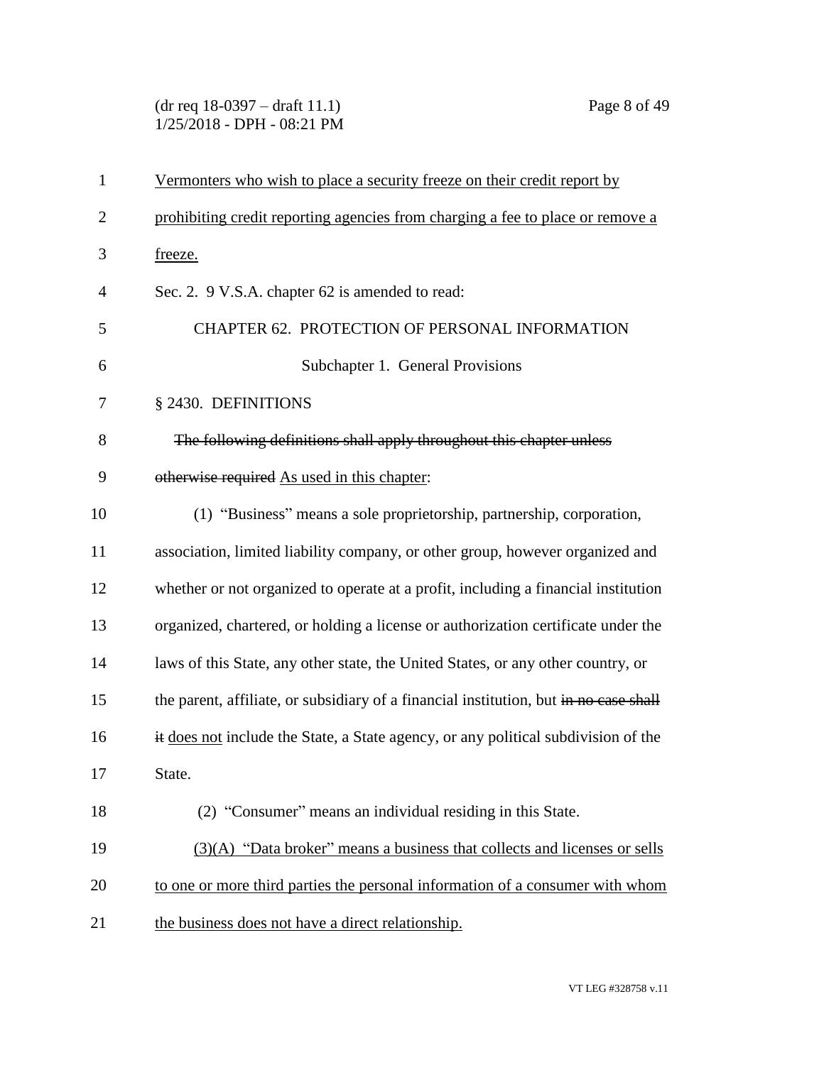Vermonters who wish to place a security freeze on their credit report by prohibiting credit reporting agencies from charging a fee to place or remove a freeze.

Sec. 2. 9 V.S.A. chapter 62 is amended to read:

CHAPTER 62. PROTECTION OF PERSONAL INFORMATION

Subchapter 1. General Provisions

§ 2430. DEFINITIONS

~~The following definitions shall apply throughout this chapter unless otherwise required~~ As used in this chapter:

(1) "Business" means a sole proprietorship, partnership, corporation, association, limited liability company, or other group, however organized and whether or not organized to operate at a profit, including a financial institution organized, chartered, or holding a license or authorization certificate under the laws of this State, any other state, the United States, or any other country, or the parent, affiliate, or subsidiary of a financial institution, but ~~in no case shall it~~ does not include the State, a State agency, or any political subdivision of the State.

(2) "Consumer" means an individual residing in this State.

(3)(A) "Data broker" means a business that collects and licenses or sells to one or more third parties the personal information of a consumer with whom the business does not have a direct relationship.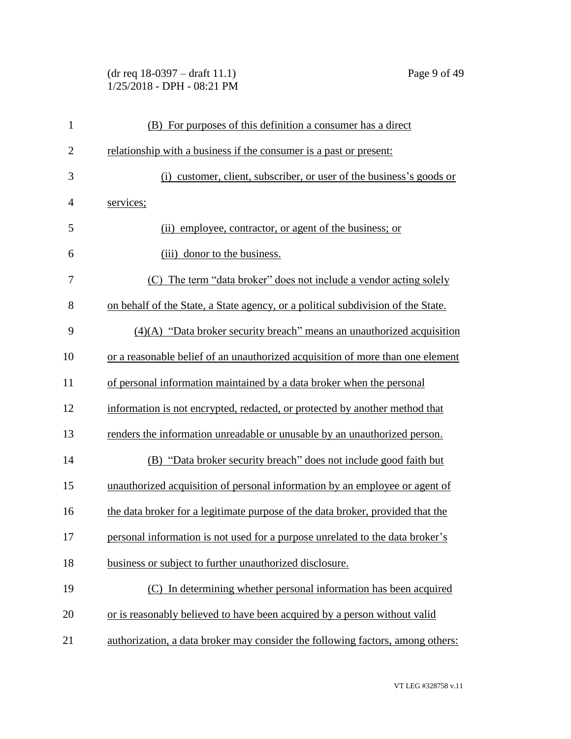(B) For purposes of this definition a consumer has a direct relationship with a business if the consumer is a past or present:

(i) customer, client, subscriber, or user of the business's goods or services;

(ii) employee, contractor, or agent of the business; or

(iii) donor to the business.

(C) The term "data broker" does not include a vendor acting solely on behalf of the State, a State agency, or a political subdivision of the State.

(4)(A) "Data broker security breach" means an unauthorized acquisition or a reasonable belief of an unauthorized acquisition of more than one element of personal information maintained by a data broker when the personal information is not encrypted, redacted, or protected by another method that renders the information unreadable or unusable by an unauthorized person.

(B) "Data broker security breach" does not include good faith but unauthorized acquisition of personal information by an employee or agent of the data broker for a legitimate purpose of the data broker, provided that the personal information is not used for a purpose unrelated to the data broker's business or subject to further unauthorized disclosure.

(C) In determining whether personal information has been acquired or is reasonably believed to have been acquired by a person without valid authorization, a data broker may consider the following factors, among others: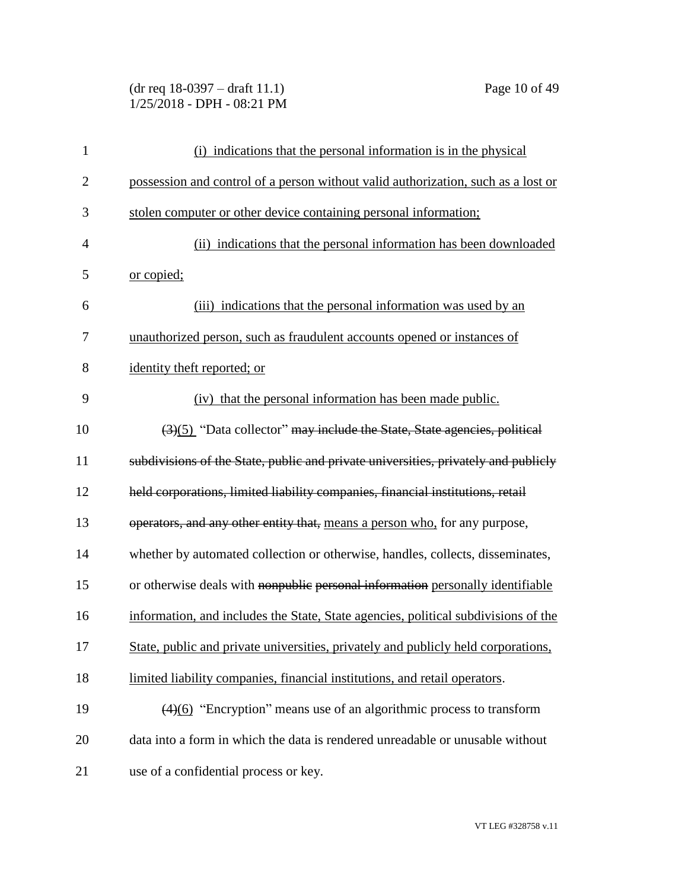(i) indications that the personal information is in the physical possession and control of a person without valid authorization, such as a lost or stolen computer or other device containing personal information;

(ii) indications that the personal information has been downloaded or copied;

(iii) indications that the personal information was used by an unauthorized person, such as fraudulent accounts opened or instances of identity theft reported; or

(iv) that the personal information has been made public.

~~(3)~~(5) "Data collector" ~~may include the State, State agencies, political subdivisions of the State, public and private universities, privately and publicly held corporations, limited liability companies, financial institutions, retail operators, and any other entity that,~~ means a person who, for any purpose, whether by automated collection or otherwise, handles, collects, disseminates, or otherwise deals with ~~nonpublic personal information~~ personally identifiable information, and includes the State, State agencies, political subdivisions of the State, public and private universities, privately and publicly held corporations, limited liability companies, financial institutions, and retail operators.

~~(4)~~(6) "Encryption" means use of an algorithmic process to transform data into a form in which the data is rendered unreadable or unusable without use of a confidential process or key.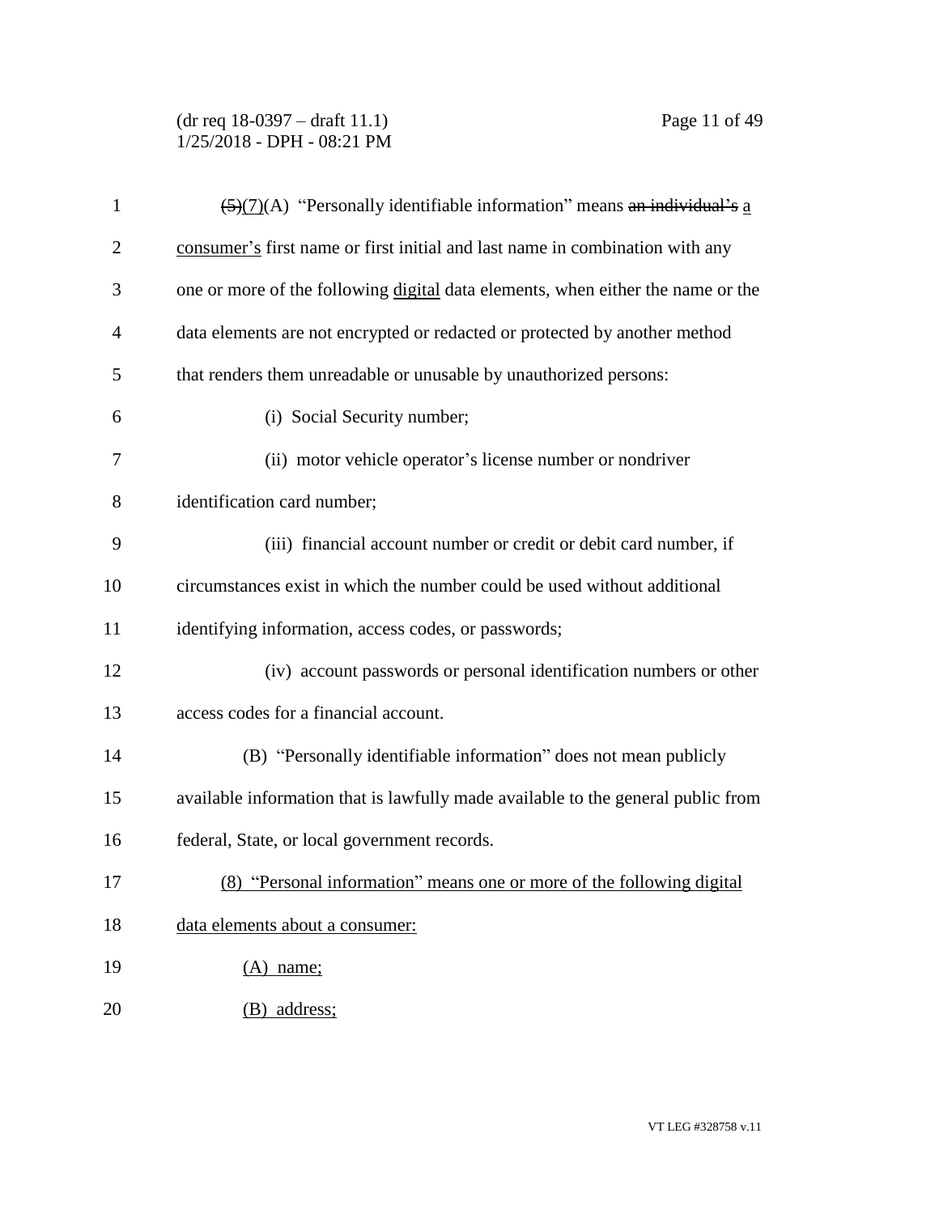~~(5)~~(7)(A) "Personally identifiable information" means ~~an individual's~~ a consumer's first name or first initial and last name in combination with any one or more of the following digital data elements, when either the name or the data elements are not encrypted or redacted or protected by another method that renders them unreadable or unusable by unauthorized persons:

(i) Social Security number;

(ii) motor vehicle operator's license number or nondriver identification card number;

(iii) financial account number or credit or debit card number, if circumstances exist in which the number could be used without additional identifying information, access codes, or passwords;

(iv) account passwords or personal identification numbers or other access codes for a financial account.

(B) "Personally identifiable information" does not mean publicly available information that is lawfully made available to the general public from federal, State, or local government records.

(8) "Personal information" means one or more of the following digital data elements about a consumer:

(A) name;

(B) address;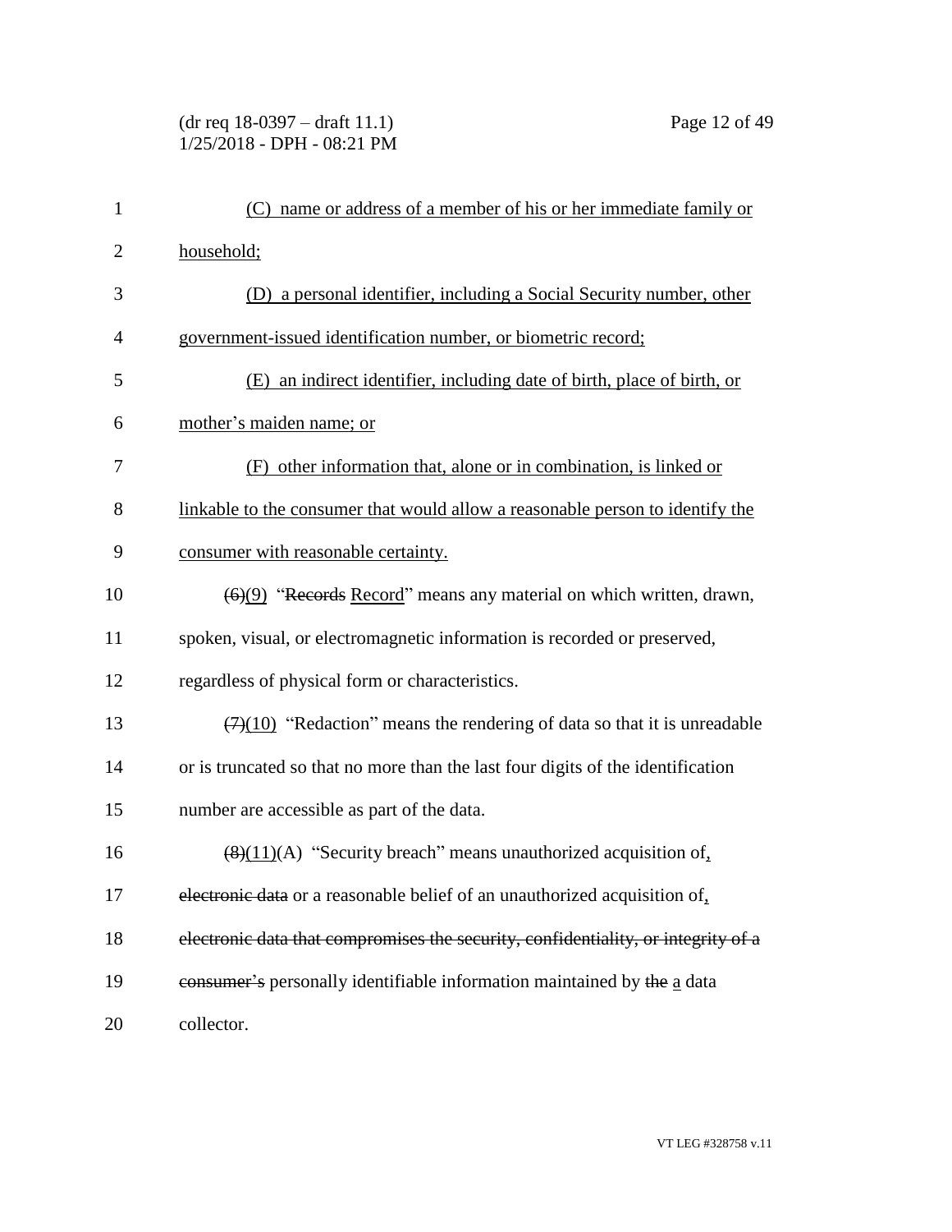(C) name or address of a member of his or her immediate family or household;

(D) a personal identifier, including a Social Security number, other government-issued identification number, or biometric record;

(E) an indirect identifier, including date of birth, place of birth, or mother's maiden name; or

(F) other information that, alone or in combination, is linked or linkable to the consumer that would allow a reasonable person to identify the consumer with reasonable certainty.

~~(6)~~(9) "~~Records~~ Record" means any material on which written, drawn, spoken, visual, or electromagnetic information is recorded or preserved, regardless of physical form or characteristics.

~~(7)~~(10) "Redaction" means the rendering of data so that it is unreadable or is truncated so that no more than the last four digits of the identification number are accessible as part of the data.

~~(8)~~(11)(A) "Security breach" means unauthorized acquisition of, ~~electronic data~~ or a reasonable belief of an unauthorized acquisition of, ~~electronic data that compromises the security, confidentiality, or integrity of a consumer's~~ personally identifiable information maintained by ~~the~~ a data collector.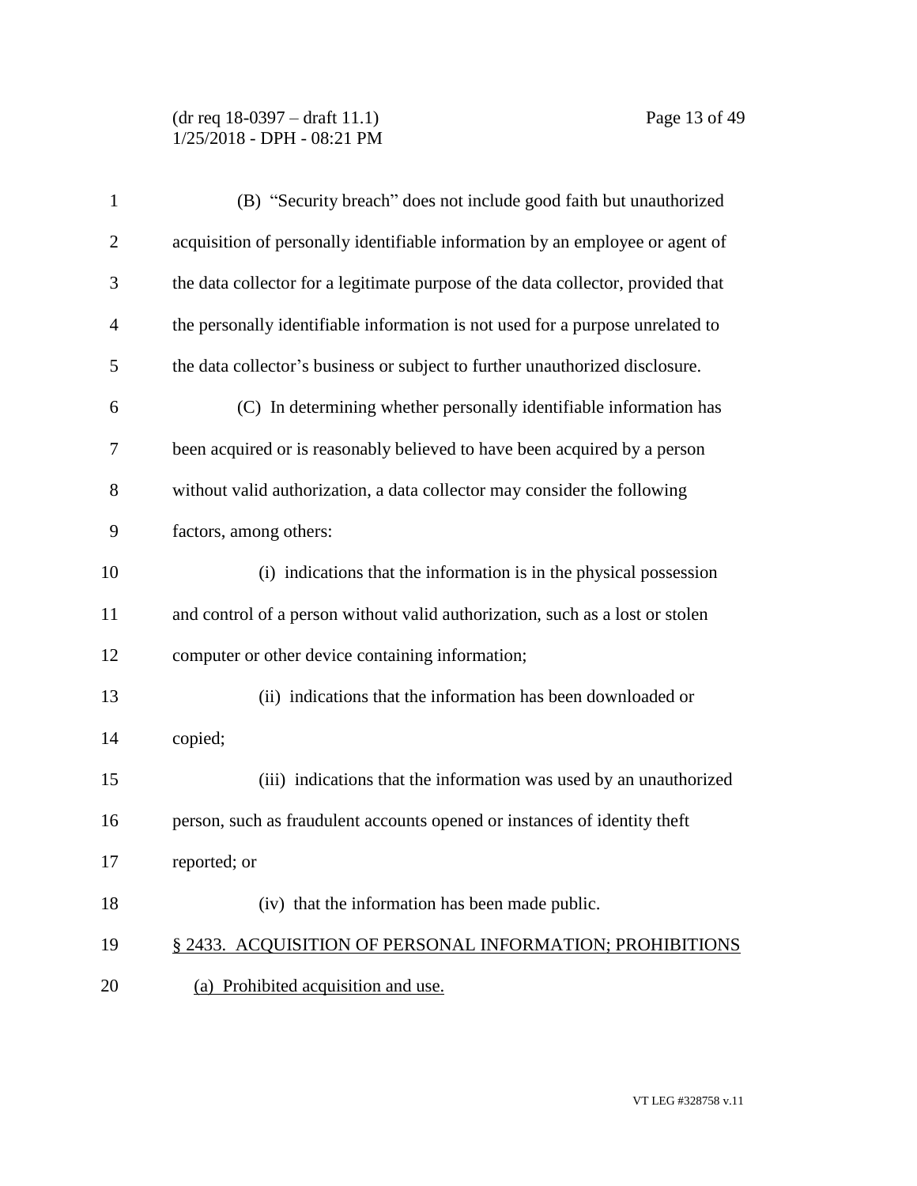(B) "Security breach" does not include good faith but unauthorized acquisition of personally identifiable information by an employee or agent of the data collector for a legitimate purpose of the data collector, provided that the personally identifiable information is not used for a purpose unrelated to the data collector's business or subject to further unauthorized disclosure.

(C) In determining whether personally identifiable information has been acquired or is reasonably believed to have been acquired by a person without valid authorization, a data collector may consider the following factors, among others:

(i) indications that the information is in the physical possession and control of a person without valid authorization, such as a lost or stolen computer or other device containing information;

(ii) indications that the information has been downloaded or copied;

(iii) indications that the information was used by an unauthorized person, such as fraudulent accounts opened or instances of identity theft reported; or

(iv) that the information has been made public.

§ 2433. ACQUISITION OF PERSONAL INFORMATION; PROHIBITIONS

(a) Prohibited acquisition and use.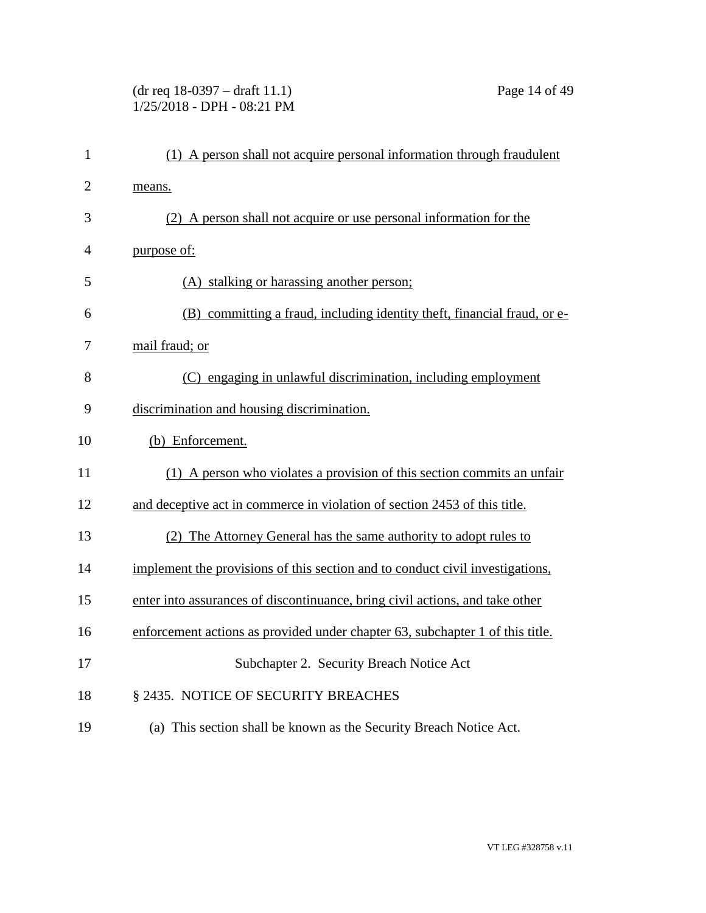(1) A person shall not acquire personal information through fraudulent means.

(2) A person shall not acquire or use personal information for the purpose of:

(A) stalking or harassing another person;

(B) committing a fraud, including identity theft, financial fraud, or e-mail fraud; or

(C) engaging in unlawful discrimination, including employment discrimination and housing discrimination.

(b) Enforcement.

(1) A person who violates a provision of this section commits an unfair and deceptive act in commerce in violation of section 2453 of this title.

(2) The Attorney General has the same authority to adopt rules to implement the provisions of this section and to conduct civil investigations, enter into assurances of discontinuance, bring civil actions, and take other enforcement actions as provided under chapter 63, subchapter 1 of this title.

## Subchapter 2. Security Breach Notice Act

### § 2435. NOTICE OF SECURITY BREACHES

(a) This section shall be known as the Security Breach Notice Act.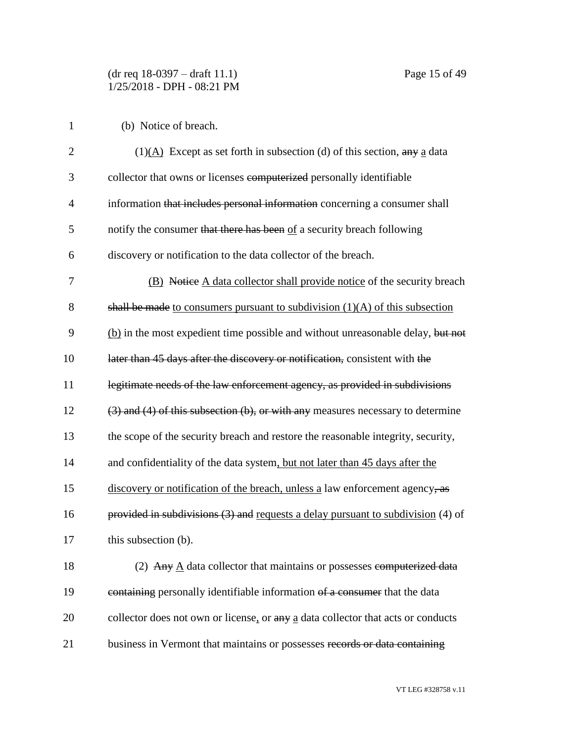(b) Notice of breach.

(1)<u>(A)</u> Except as set forth in subsection (d) of this section, ~~any~~ <u>a</u> data collector that owns or licenses ~~computerized~~ personally identifiable information ~~that includes personal information~~ concerning a consumer shall notify the consumer ~~that there has been~~ <u>of</u> a security breach following discovery or notification to the data collector of the breach.

<u>(B)</u> ~~Notice~~ <u>A data collector shall provide notice</u> of the security breach ~~shall be made~~ <u>to consumers pursuant to subdivision (1)(A) of this subsection (b)</u> in the most expedient time possible and without unreasonable delay, ~~but not later than 45 days after the discovery or notification,~~ consistent with ~~the legitimate needs of the law enforcement agency, as provided in subdivisions (3) and (4) of this subsection (b), or with any~~ measures necessary to determine the scope of the security breach and restore the reasonable integrity, security, and confidentiality of the data system<u>, but not later than 45 days after the discovery or notification of the breach, unless a</u> law enforcement agency~~, as provided in subdivisions (3) and~~ <u>requests a delay pursuant to subdivision</u> (4) of this subsection (b).

(2) ~~Any~~ <u>A</u> data collector that maintains or possesses ~~computerized data containing~~ personally identifiable information ~~of a consumer~~ that the data collector does not own or license<u>,</u> or ~~any~~ <u>a</u> data collector that acts or conducts business in Vermont that maintains or possesses ~~records or data containing~~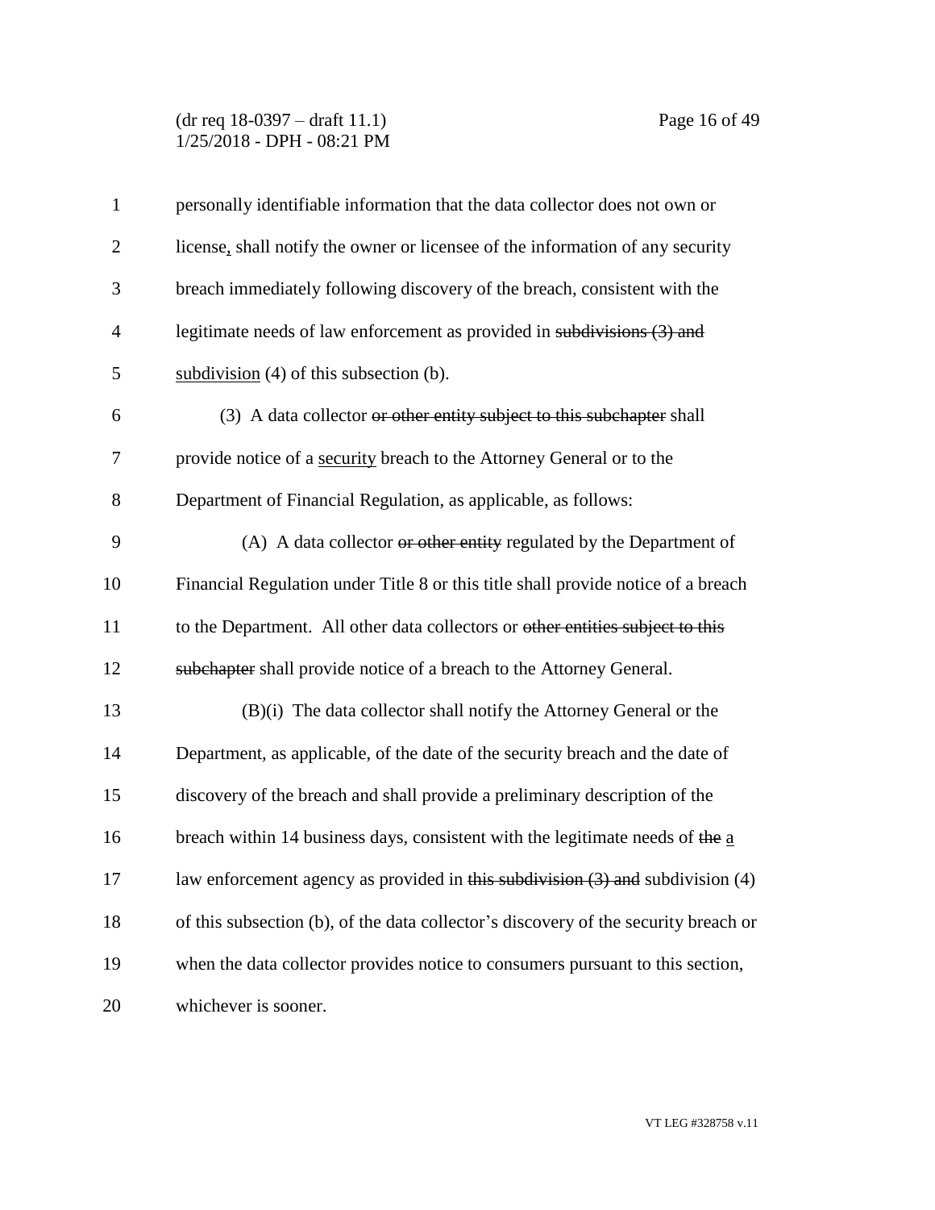personally identifiable information that the data collector does not own or license, shall notify the owner or licensee of the information of any security breach immediately following discovery of the breach, consistent with the legitimate needs of law enforcement as provided in ~~subdivisions (3) and~~ subdivision (4) of this subsection (b).

(3) A data collector ~~or other entity subject to this subchapter~~ shall provide notice of a security breach to the Attorney General or to the Department of Financial Regulation, as applicable, as follows:

(A) A data collector ~~or other entity~~ regulated by the Department of Financial Regulation under Title 8 or this title shall provide notice of a breach to the Department. All other data collectors or ~~other entities subject to this subchapter~~ shall provide notice of a breach to the Attorney General.

(B)(i) The data collector shall notify the Attorney General or the Department, as applicable, of the date of the security breach and the date of discovery of the breach and shall provide a preliminary description of the breach within 14 business days, consistent with the legitimate needs of ~~the~~ a law enforcement agency as provided in ~~this subdivision (3) and~~ subdivision (4) of this subsection (b), of the data collector's discovery of the security breach or when the data collector provides notice to consumers pursuant to this section, whichever is sooner.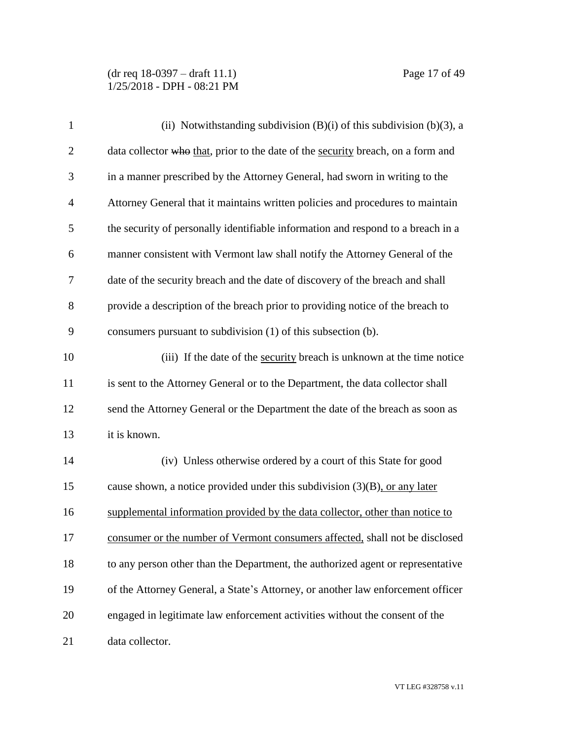(ii) Notwithstanding subdivision (B)(i) of this subdivision (b)(3), a data collector ~~who~~ that, prior to the date of the security breach, on a form and in a manner prescribed by the Attorney General, had sworn in writing to the Attorney General that it maintains written policies and procedures to maintain the security of personally identifiable information and respond to a breach in a manner consistent with Vermont law shall notify the Attorney General of the date of the security breach and the date of discovery of the breach and shall provide a description of the breach prior to providing notice of the breach to consumers pursuant to subdivision (1) of this subsection (b).

(iii) If the date of the security breach is unknown at the time notice is sent to the Attorney General or to the Department, the data collector shall send the Attorney General or the Department the date of the breach as soon as it is known.

(iv) Unless otherwise ordered by a court of this State for good cause shown, a notice provided under this subdivision (3)(B), or any later supplemental information provided by the data collector, other than notice to consumer or the number of Vermont consumers affected, shall not be disclosed to any person other than the Department, the authorized agent or representative of the Attorney General, a State's Attorney, or another law enforcement officer engaged in legitimate law enforcement activities without the consent of the data collector.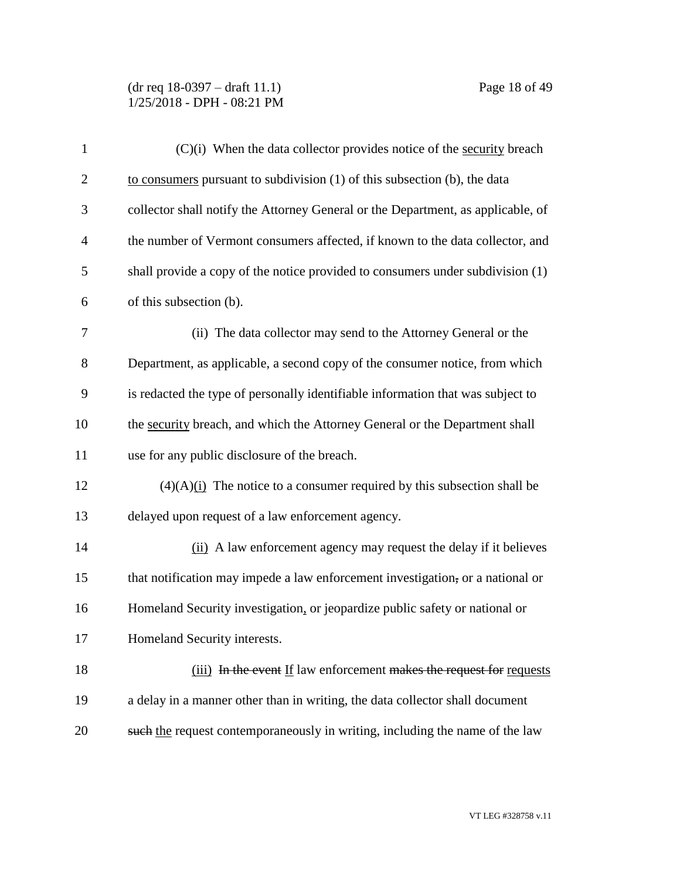(C)(i) When the data collector provides notice of the security breach to consumers pursuant to subdivision (1) of this subsection (b), the data collector shall notify the Attorney General or the Department, as applicable, of the number of Vermont consumers affected, if known to the data collector, and shall provide a copy of the notice provided to consumers under subdivision (1) of this subsection (b).

(ii) The data collector may send to the Attorney General or the Department, as applicable, a second copy of the consumer notice, from which is redacted the type of personally identifiable information that was subject to the security breach, and which the Attorney General or the Department shall use for any public disclosure of the breach.

(4)(A)(i) The notice to a consumer required by this subsection shall be delayed upon request of a law enforcement agency.

(ii) A law enforcement agency may request the delay if it believes that notification may impede a law enforcement investigation, or a national or Homeland Security investigation, or jeopardize public safety or national or Homeland Security interests.

(iii) ~~In the event~~ If law enforcement ~~makes the request for~~ requests a delay in a manner other than in writing, the data collector shall document ~~such~~ the request contemporaneously in writing, including the name of the law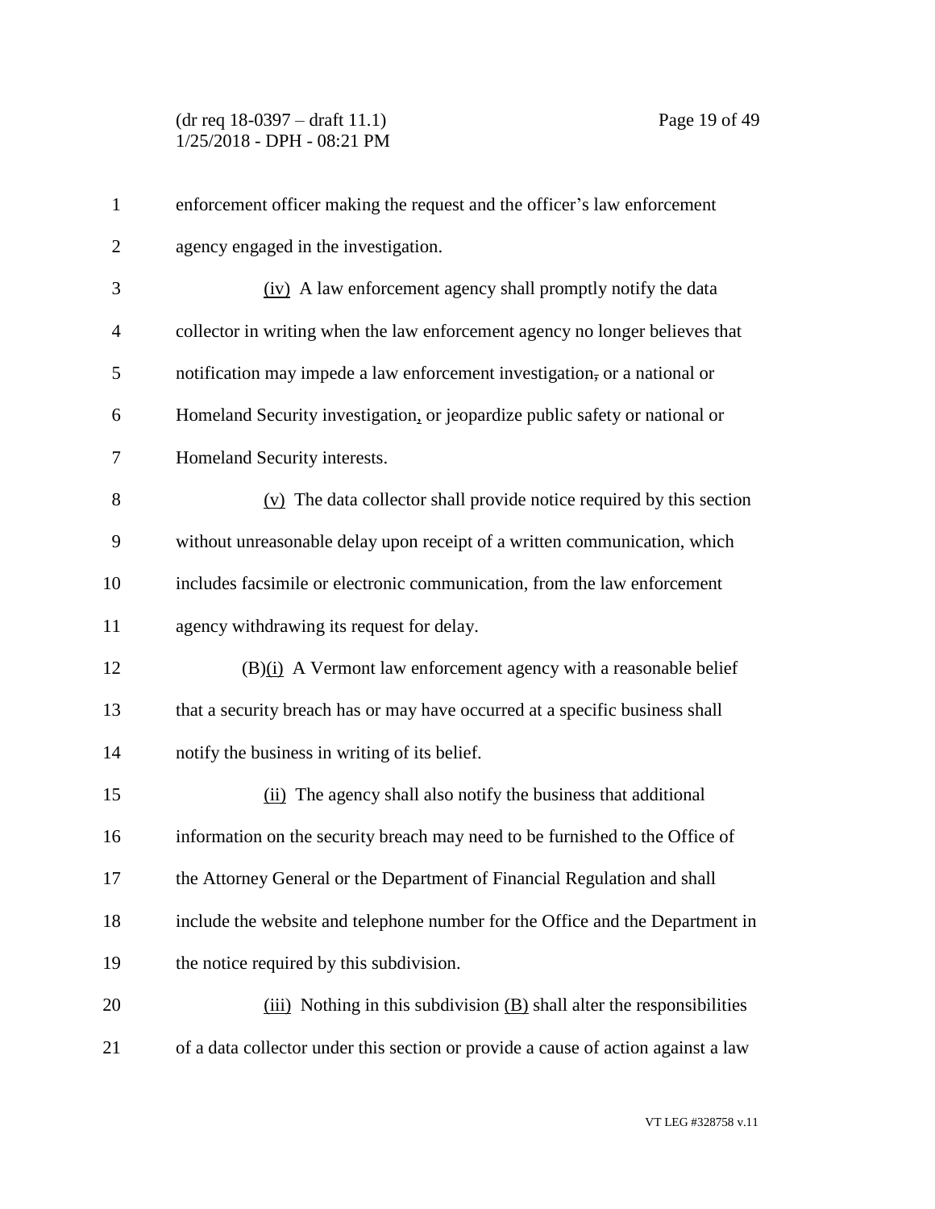enforcement officer making the request and the officer's law enforcement agency engaged in the investigation.

(iv) A law enforcement agency shall promptly notify the data collector in writing when the law enforcement agency no longer believes that notification may impede a law enforcement investigation, or a national or Homeland Security investigation, or jeopardize public safety or national or Homeland Security interests.

(v) The data collector shall provide notice required by this section without unreasonable delay upon receipt of a written communication, which includes facsimile or electronic communication, from the law enforcement agency withdrawing its request for delay.

(B)(i) A Vermont law enforcement agency with a reasonable belief that a security breach has or may have occurred at a specific business shall notify the business in writing of its belief.

(ii) The agency shall also notify the business that additional information on the security breach may need to be furnished to the Office of the Attorney General or the Department of Financial Regulation and shall include the website and telephone number for the Office and the Department in the notice required by this subdivision.

(iii) Nothing in this subdivision (B) shall alter the responsibilities of a data collector under this section or provide a cause of action against a law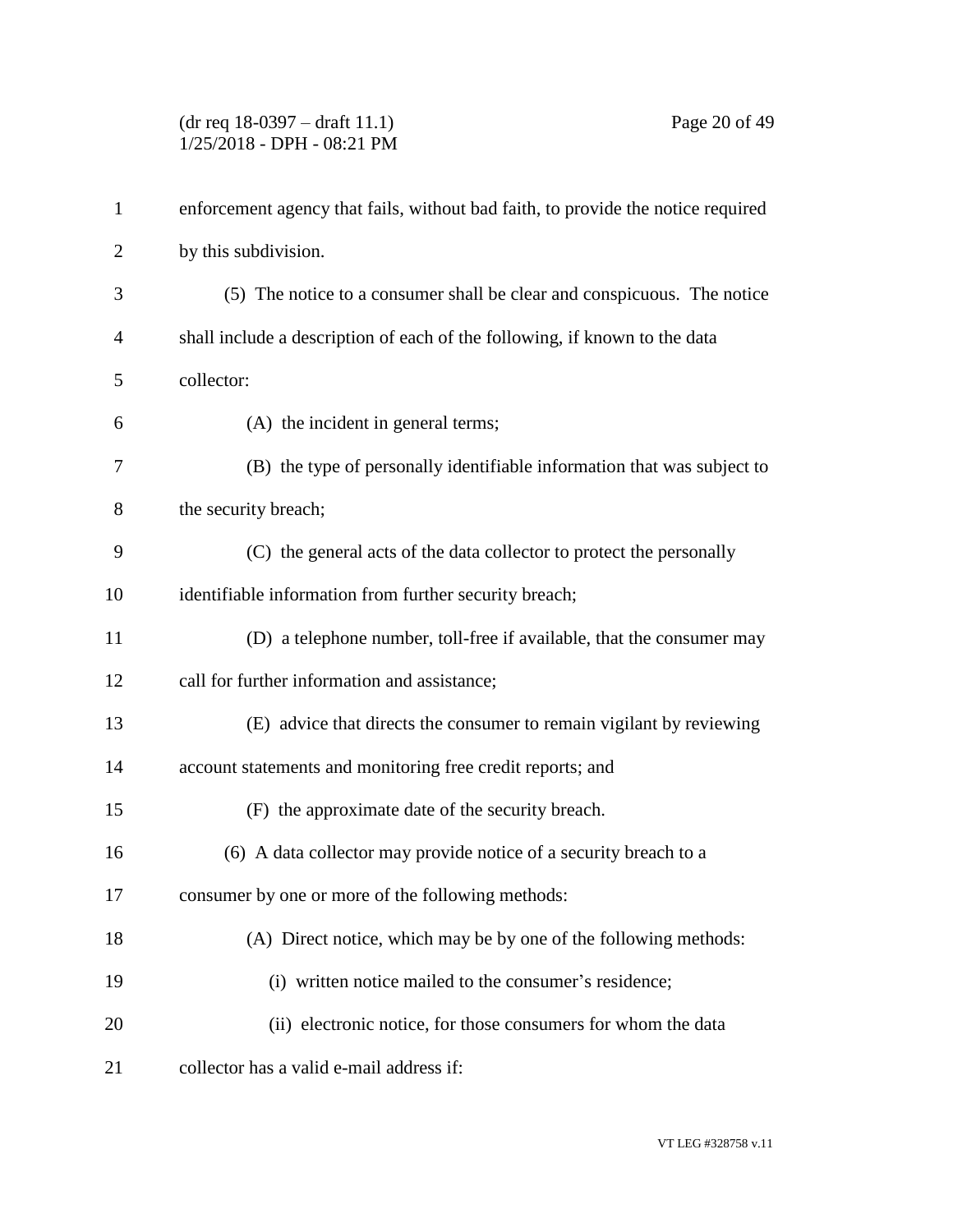enforcement agency that fails, without bad faith, to provide the notice required by this subdivision.

(5) The notice to a consumer shall be clear and conspicuous. The notice shall include a description of each of the following, if known to the data collector:

(A) the incident in general terms;

(B) the type of personally identifiable information that was subject to the security breach;

(C) the general acts of the data collector to protect the personally identifiable information from further security breach;

(D) a telephone number, toll-free if available, that the consumer may call for further information and assistance;

(E) advice that directs the consumer to remain vigilant by reviewing account statements and monitoring free credit reports; and

(F) the approximate date of the security breach.

(6) A data collector may provide notice of a security breach to a consumer by one or more of the following methods:

(A) Direct notice, which may be by one of the following methods:

(i) written notice mailed to the consumer's residence;

(ii) electronic notice, for those consumers for whom the data collector has a valid e-mail address if: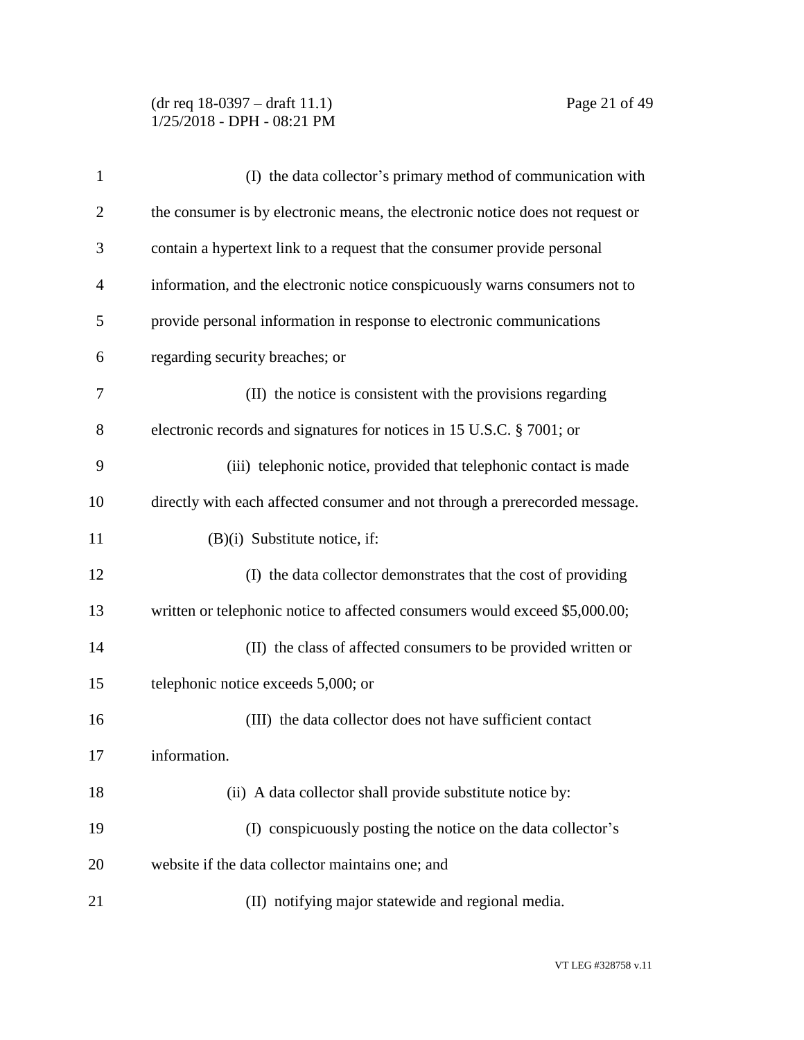(I) the data collector's primary method of communication with the consumer is by electronic means, the electronic notice does not request or contain a hypertext link to a request that the consumer provide personal information, and the electronic notice conspicuously warns consumers not to provide personal information in response to electronic communications regarding security breaches; or

(II) the notice is consistent with the provisions regarding electronic records and signatures for notices in 15 U.S.C. § 7001; or

(iii) telephonic notice, provided that telephonic contact is made directly with each affected consumer and not through a prerecorded message.

(B)(i) Substitute notice, if:

(I) the data collector demonstrates that the cost of providing written or telephonic notice to affected consumers would exceed $5,000.00;

(II) the class of affected consumers to be provided written or telephonic notice exceeds 5,000; or

(III) the data collector does not have sufficient contact information.

(ii) A data collector shall provide substitute notice by:

(I) conspicuously posting the notice on the data collector's website if the data collector maintains one; and

(II) notifying major statewide and regional media.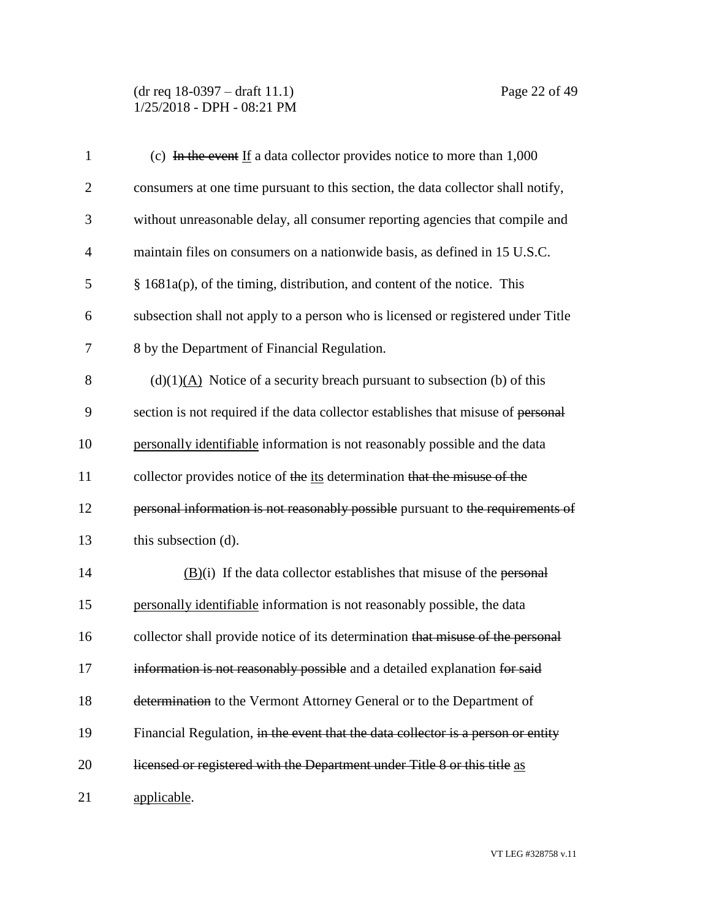(c) ~~In the event~~ <u>If</u> a data collector provides notice to more than 1,000 consumers at one time pursuant to this section, the data collector shall notify, without unreasonable delay, all consumer reporting agencies that compile and maintain files on consumers on a nationwide basis, as defined in 15 U.S.C. § 1681a(p), of the timing, distribution, and content of the notice. This subsection shall not apply to a person who is licensed or registered under Title 8 by the Department of Financial Regulation.

(d)(1)<u>(A)</u> Notice of a security breach pursuant to subsection (b) of this section is not required if the data collector establishes that misuse of ~~personal~~ <u>personally identifiable</u> information is not reasonably possible and the data collector provides notice of ~~the~~ <u>its</u> determination ~~that the misuse of the personal information is not reasonably possible~~ pursuant to ~~the requirements of~~ this subsection (d).

<u>(B)</u>(i) If the data collector establishes that misuse of the ~~personal~~ <u>personally identifiable</u> information is not reasonably possible, the data collector shall provide notice of its determination ~~that misuse of the personal information is not reasonably possible~~ and a detailed explanation ~~for said determination~~ to the Vermont Attorney General or to the Department of Financial Regulation, ~~in the event that the data collector is a person or entity licensed or registered with the Department under Title 8 or this title~~ <u>as applicable</u>.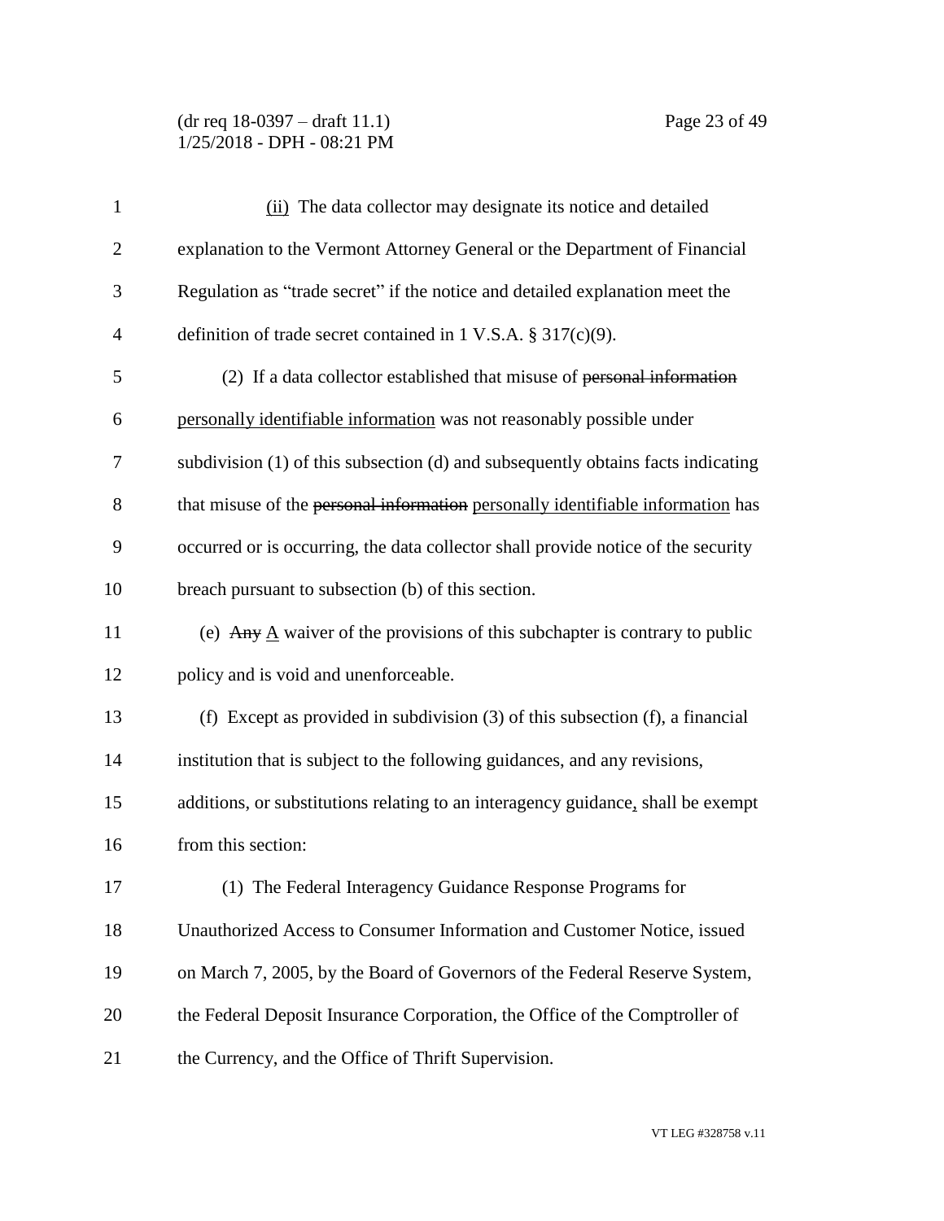(ii) The data collector may designate its notice and detailed explanation to the Vermont Attorney General or the Department of Financial Regulation as "trade secret" if the notice and detailed explanation meet the definition of trade secret contained in 1 V.S.A. § 317(c)(9).

(2) If a data collector established that misuse of ~~personal information~~ personally identifiable information was not reasonably possible under subdivision (1) of this subsection (d) and subsequently obtains facts indicating that misuse of the ~~personal information~~ personally identifiable information has occurred or is occurring, the data collector shall provide notice of the security breach pursuant to subsection (b) of this section.

(e) ~~Any~~ A waiver of the provisions of this subchapter is contrary to public policy and is void and unenforceable.

(f) Except as provided in subdivision (3) of this subsection (f), a financial institution that is subject to the following guidances, and any revisions, additions, or substitutions relating to an interagency guidance, shall be exempt from this section:

(1) The Federal Interagency Guidance Response Programs for Unauthorized Access to Consumer Information and Customer Notice, issued on March 7, 2005, by the Board of Governors of the Federal Reserve System, the Federal Deposit Insurance Corporation, the Office of the Comptroller of the Currency, and the Office of Thrift Supervision.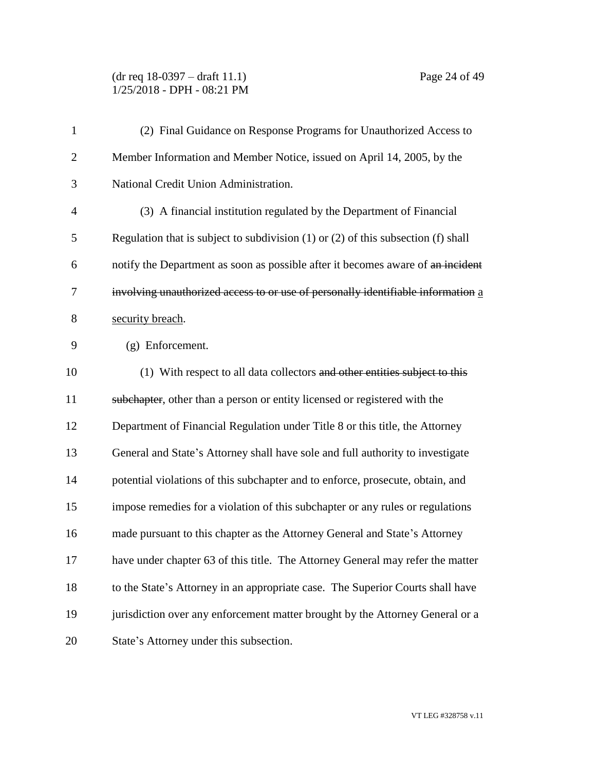(2) Final Guidance on Response Programs for Unauthorized Access to Member Information and Member Notice, issued on April 14, 2005, by the National Credit Union Administration.

(3) A financial institution regulated by the Department of Financial Regulation that is subject to subdivision (1) or (2) of this subsection (f) shall notify the Department as soon as possible after it becomes aware of ~~an incident involving unauthorized access to or use of personally identifiable information~~ <u>a security breach</u>.

(g) Enforcement.

(1) With respect to all data collectors ~~and other entities subject to this subchapter~~, other than a person or entity licensed or registered with the Department of Financial Regulation under Title 8 or this title, the Attorney General and State's Attorney shall have sole and full authority to investigate potential violations of this subchapter and to enforce, prosecute, obtain, and impose remedies for a violation of this subchapter or any rules or regulations made pursuant to this chapter as the Attorney General and State's Attorney have under chapter 63 of this title. The Attorney General may refer the matter to the State's Attorney in an appropriate case. The Superior Courts shall have jurisdiction over any enforcement matter brought by the Attorney General or a State's Attorney under this subsection.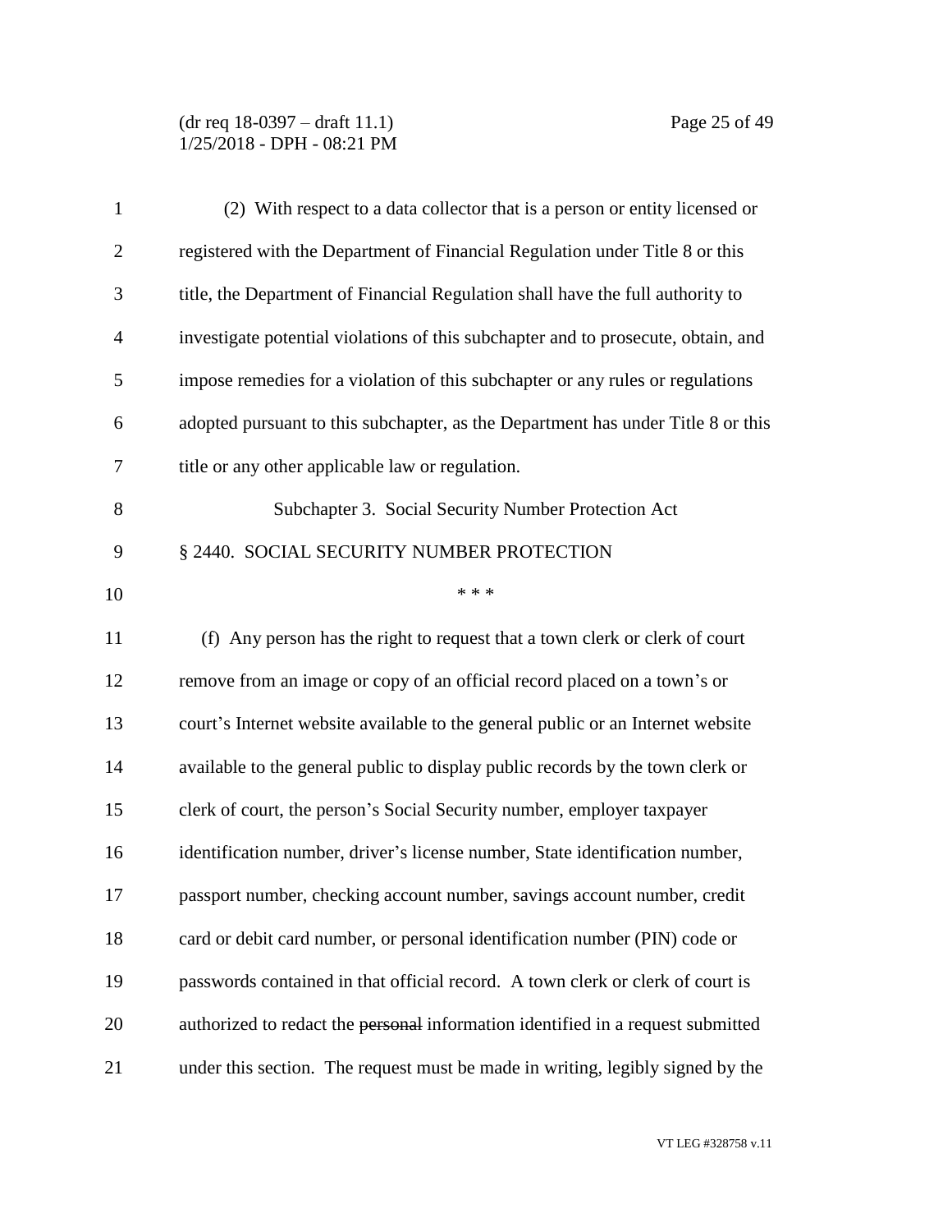(2) With respect to a data collector that is a person or entity licensed or registered with the Department of Financial Regulation under Title 8 or this title, the Department of Financial Regulation shall have the full authority to investigate potential violations of this subchapter and to prosecute, obtain, and impose remedies for a violation of this subchapter or any rules or regulations adopted pursuant to this subchapter, as the Department has under Title 8 or this title or any other applicable law or regulation.

Subchapter 3. Social Security Number Protection Act

§ 2440. SOCIAL SECURITY NUMBER PROTECTION

* * *

(f) Any person has the right to request that a town clerk or clerk of court remove from an image or copy of an official record placed on a town's or court's Internet website available to the general public or an Internet website available to the general public to display public records by the town clerk or clerk of court, the person's Social Security number, employer taxpayer identification number, driver's license number, State identification number, passport number, checking account number, savings account number, credit card or debit card number, or personal identification number (PIN) code or passwords contained in that official record. A town clerk or clerk of court is authorized to redact the ~~personal~~ information identified in a request submitted under this section. The request must be made in writing, legibly signed by the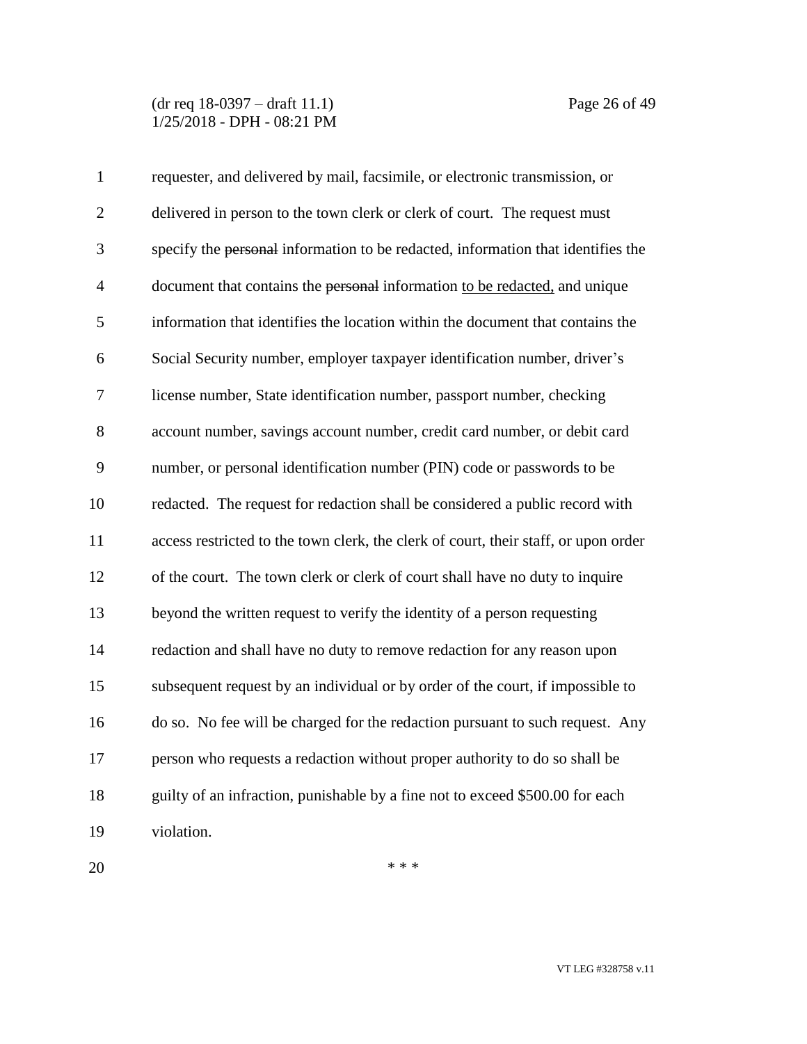requester, and delivered by mail, facsimile, or electronic transmission, or delivered in person to the town clerk or clerk of court. The request must specify the ~~personal~~ information to be redacted, information that identifies the document that contains the ~~personal~~ information <u>to be redacted,</u> and unique information that identifies the location within the document that contains the Social Security number, employer taxpayer identification number, driver's license number, State identification number, passport number, checking account number, savings account number, credit card number, or debit card number, or personal identification number (PIN) code or passwords to be redacted. The request for redaction shall be considered a public record with access restricted to the town clerk, the clerk of court, their staff, or upon order of the court. The town clerk or clerk of court shall have no duty to inquire beyond the written request to verify the identity of a person requesting redaction and shall have no duty to remove redaction for any reason upon subsequent request by an individual or by order of the court, if impossible to do so. No fee will be charged for the redaction pursuant to such request. Any person who requests a redaction without proper authority to do so shall be guilty of an infraction, punishable by a fine not to exceed $500.00 for each violation.

\* \* \*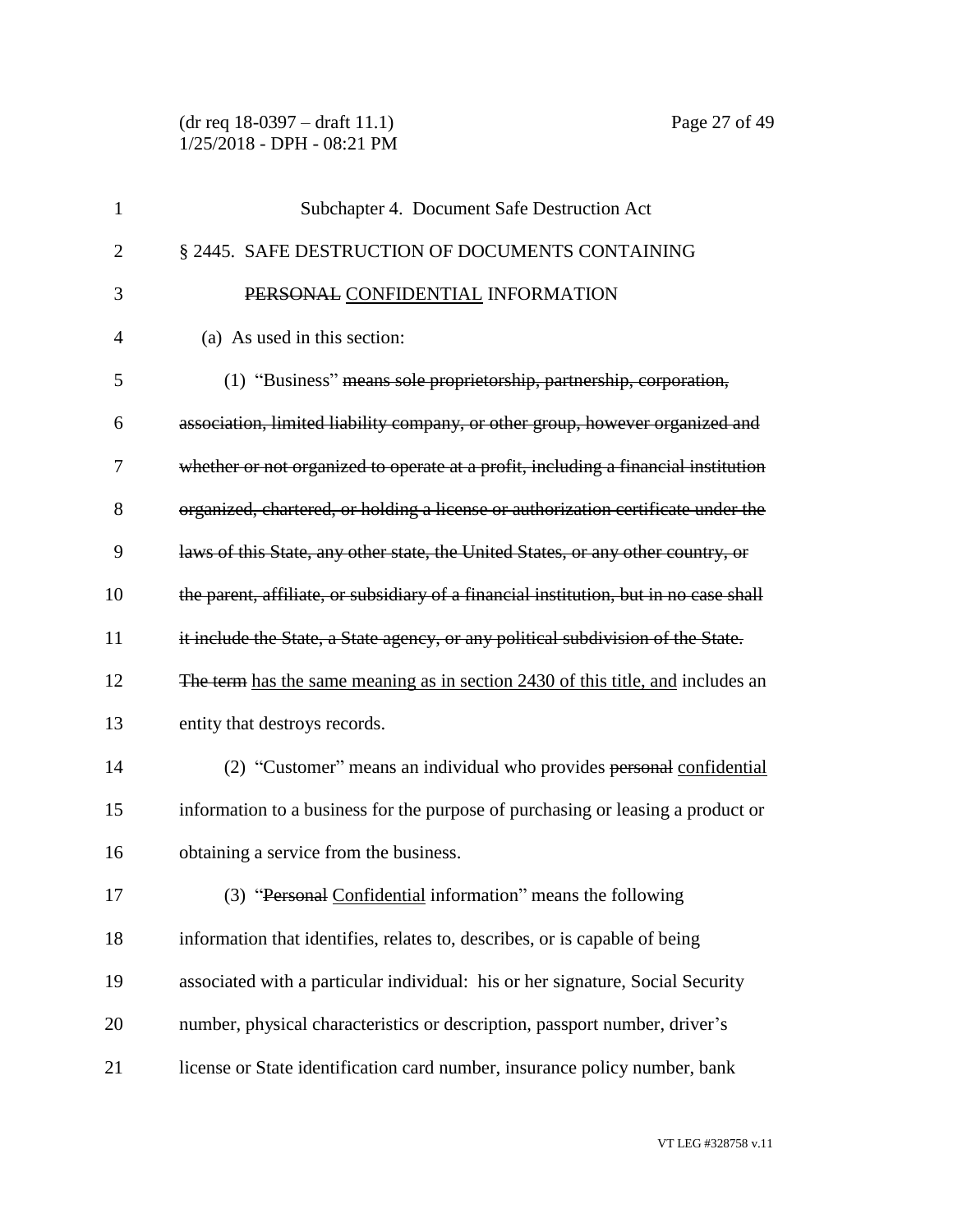Subchapter 4. Document Safe Destruction Act

§ 2445. SAFE DESTRUCTION OF DOCUMENTS CONTAINING ~~PERSONAL~~ CONFIDENTIAL INFORMATION

(a) As used in this section:

(1) "Business" ~~means sole proprietorship, partnership, corporation, association, limited liability company, or other group, however organized and whether or not organized to operate at a profit, including a financial institution organized, chartered, or holding a license or authorization certificate under the laws of this State, any other state, the United States, or any other country, or the parent, affiliate, or subsidiary of a financial institution, but in no case shall it include the State, a State agency, or any political subdivision of the State. The term~~ has the same meaning as in section 2430 of this title, and includes an entity that destroys records.

(2) "Customer" means an individual who provides ~~personal~~ confidential information to a business for the purpose of purchasing or leasing a product or obtaining a service from the business.

(3) "~~Personal~~ Confidential information" means the following information that identifies, relates to, describes, or is capable of being associated with a particular individual: his or her signature, Social Security number, physical characteristics or description, passport number, driver's license or State identification card number, insurance policy number, bank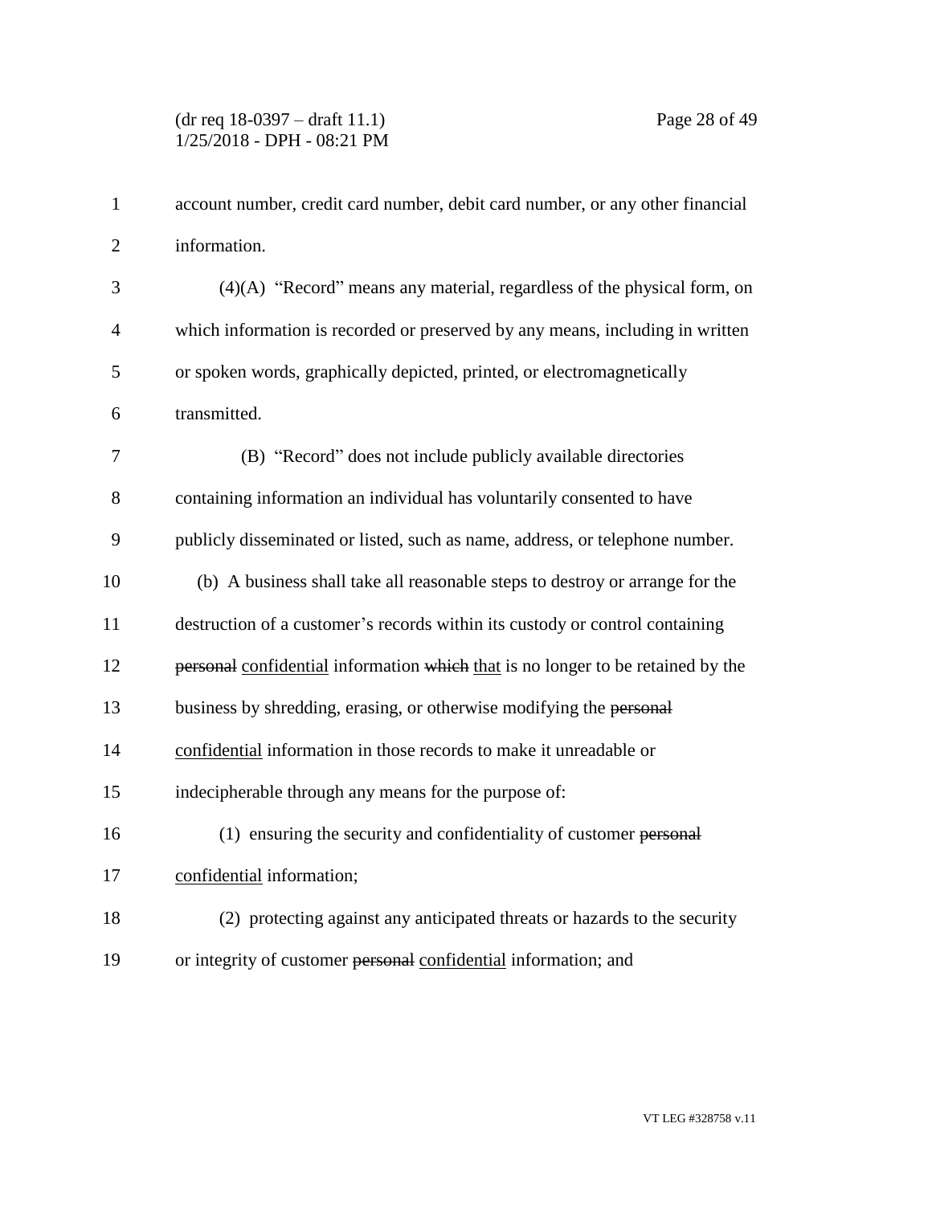account number, credit card number, debit card number, or any other financial information.

(4)(A) "Record" means any material, regardless of the physical form, on which information is recorded or preserved by any means, including in written or spoken words, graphically depicted, printed, or electromagnetically transmitted.

(B) "Record" does not include publicly available directories containing information an individual has voluntarily consented to have publicly disseminated or listed, such as name, address, or telephone number.

(b) A business shall take all reasonable steps to destroy or arrange for the destruction of a customer's records within its custody or control containing ~~personal~~ <u>confidential</u> information ~~which~~ <u>that</u> is no longer to be retained by the business by shredding, erasing, or otherwise modifying the ~~personal~~ <u>confidential</u> information in those records to make it unreadable or indecipherable through any means for the purpose of:

(1) ensuring the security and confidentiality of customer ~~personal~~ <u>confidential</u> information;

(2) protecting against any anticipated threats or hazards to the security or integrity of customer ~~personal~~ <u>confidential</u> information; and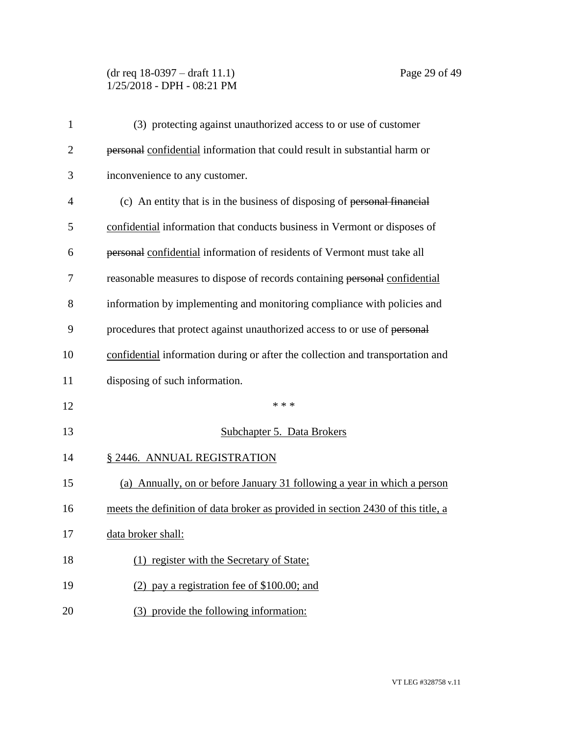(3) protecting against unauthorized access to or use of customer ~~personal~~ confidential information that could result in substantial harm or inconvenience to any customer.

(c) An entity that is in the business of disposing of ~~personal financial~~ confidential information that conducts business in Vermont or disposes of ~~personal~~ confidential information of residents of Vermont must take all reasonable measures to dispose of records containing ~~personal~~ confidential information by implementing and monitoring compliance with policies and procedures that protect against unauthorized access to or use of ~~personal~~ confidential information during or after the collection and transportation and disposing of such information.

\* \* \*

Subchapter 5. Data Brokers

§ 2446. ANNUAL REGISTRATION

(a) Annually, on or before January 31 following a year in which a person meets the definition of data broker as provided in section 2430 of this title, a data broker shall:

(1) register with the Secretary of State;

(2) pay a registration fee of $100.00; and

(3) provide the following information: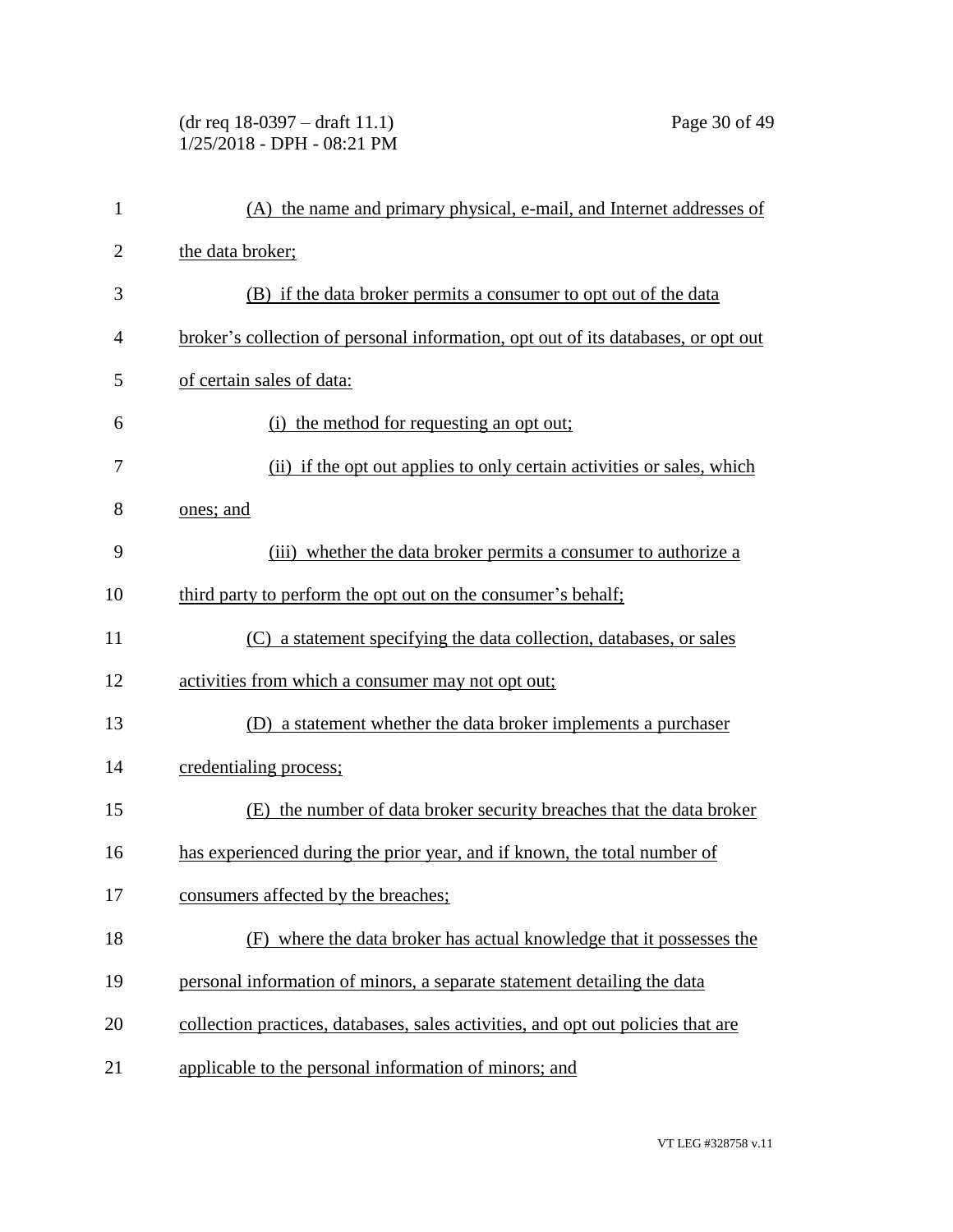(A) the name and primary physical, e-mail, and Internet addresses of the data broker;

(B) if the data broker permits a consumer to opt out of the data broker's collection of personal information, opt out of its databases, or opt out of certain sales of data:

(i) the method for requesting an opt out;

(ii) if the opt out applies to only certain activities or sales, which ones; and

(iii) whether the data broker permits a consumer to authorize a third party to perform the opt out on the consumer's behalf;

(C) a statement specifying the data collection, databases, or sales activities from which a consumer may not opt out;

(D) a statement whether the data broker implements a purchaser credentialing process;

(E) the number of data broker security breaches that the data broker has experienced during the prior year, and if known, the total number of consumers affected by the breaches;

(F) where the data broker has actual knowledge that it possesses the personal information of minors, a separate statement detailing the data collection practices, databases, sales activities, and opt out policies that are applicable to the personal information of minors; and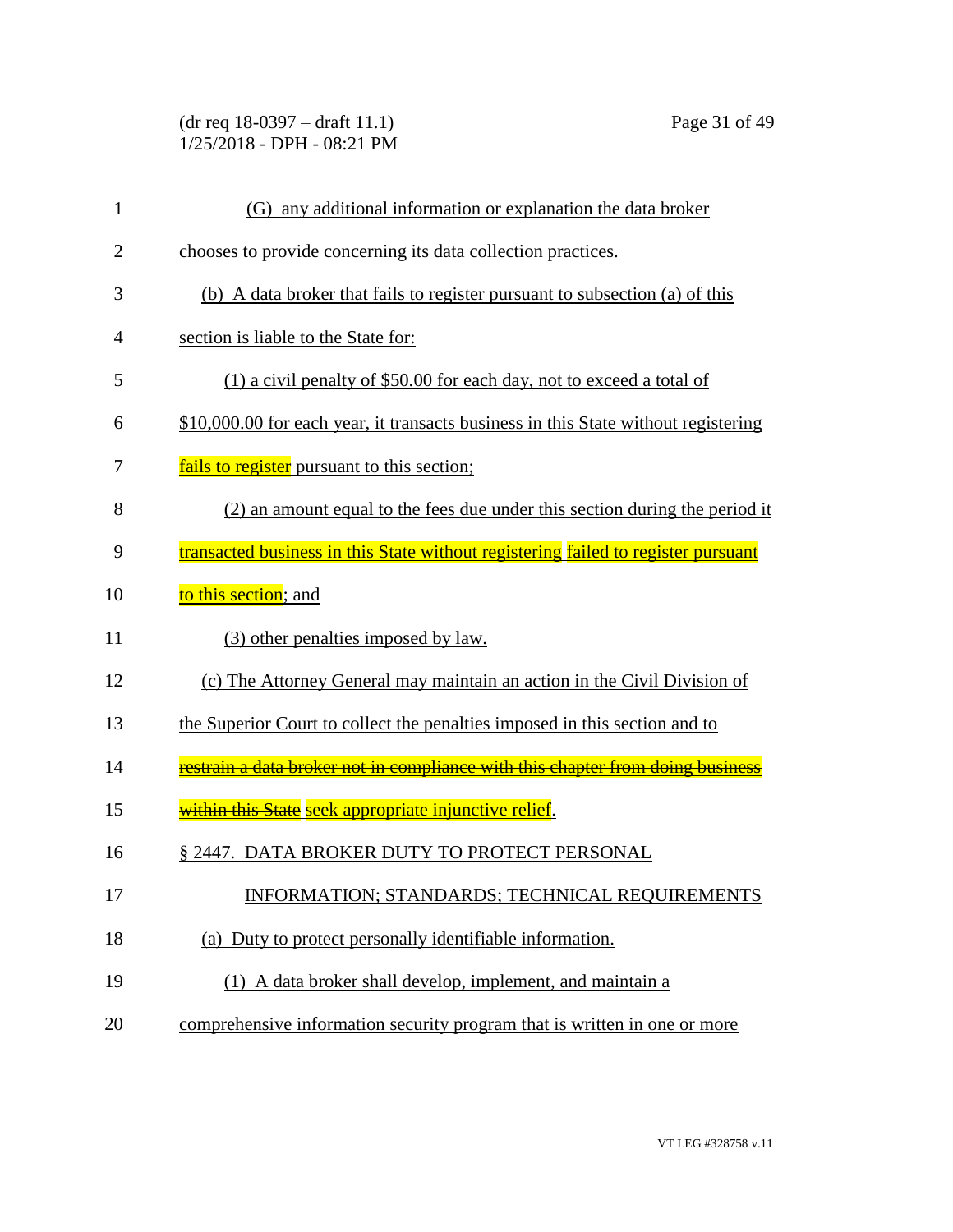(G) any additional information or explanation the data broker chooses to provide concerning its data collection practices.

(b) A data broker that fails to register pursuant to subsection (a) of this section is liable to the State for:

(1) a civil penalty of $50.00 for each day, not to exceed a total of $10,000.00 for each year, it ~~transacts business in this State without registering~~ fails to register pursuant to this section;

(2) an amount equal to the fees due under this section during the period it ~~transacted business in this State without registering~~ failed to register pursuant to this section; and

(3) other penalties imposed by law.

(c) The Attorney General may maintain an action in the Civil Division of the Superior Court to collect the penalties imposed in this section and to ~~restrain a data broker not in compliance with this chapter from doing business within this State~~ seek appropriate injunctive relief.

§ 2447. DATA BROKER DUTY TO PROTECT PERSONAL INFORMATION; STANDARDS; TECHNICAL REQUIREMENTS

(a) Duty to protect personally identifiable information.

(1) A data broker shall develop, implement, and maintain a comprehensive information security program that is written in one or more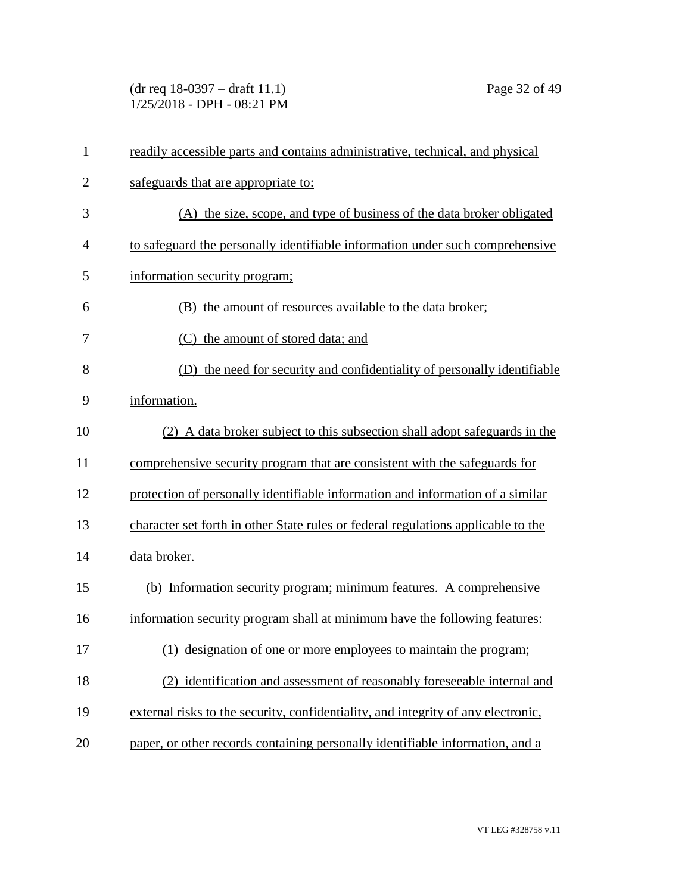readily accessible parts and contains administrative, technical, and physical safeguards that are appropriate to:

(A) the size, scope, and type of business of the data broker obligated to safeguard the personally identifiable information under such comprehensive information security program;

(B) the amount of resources available to the data broker;

(C) the amount of stored data; and

(D) the need for security and confidentiality of personally identifiable information.

(2) A data broker subject to this subsection shall adopt safeguards in the comprehensive security program that are consistent with the safeguards for protection of personally identifiable information and information of a similar character set forth in other State rules or federal regulations applicable to the data broker.

(b) Information security program; minimum features. A comprehensive information security program shall at minimum have the following features:

(1) designation of one or more employees to maintain the program;

(2) identification and assessment of reasonably foreseeable internal and external risks to the security, confidentiality, and integrity of any electronic, paper, or other records containing personally identifiable information, and a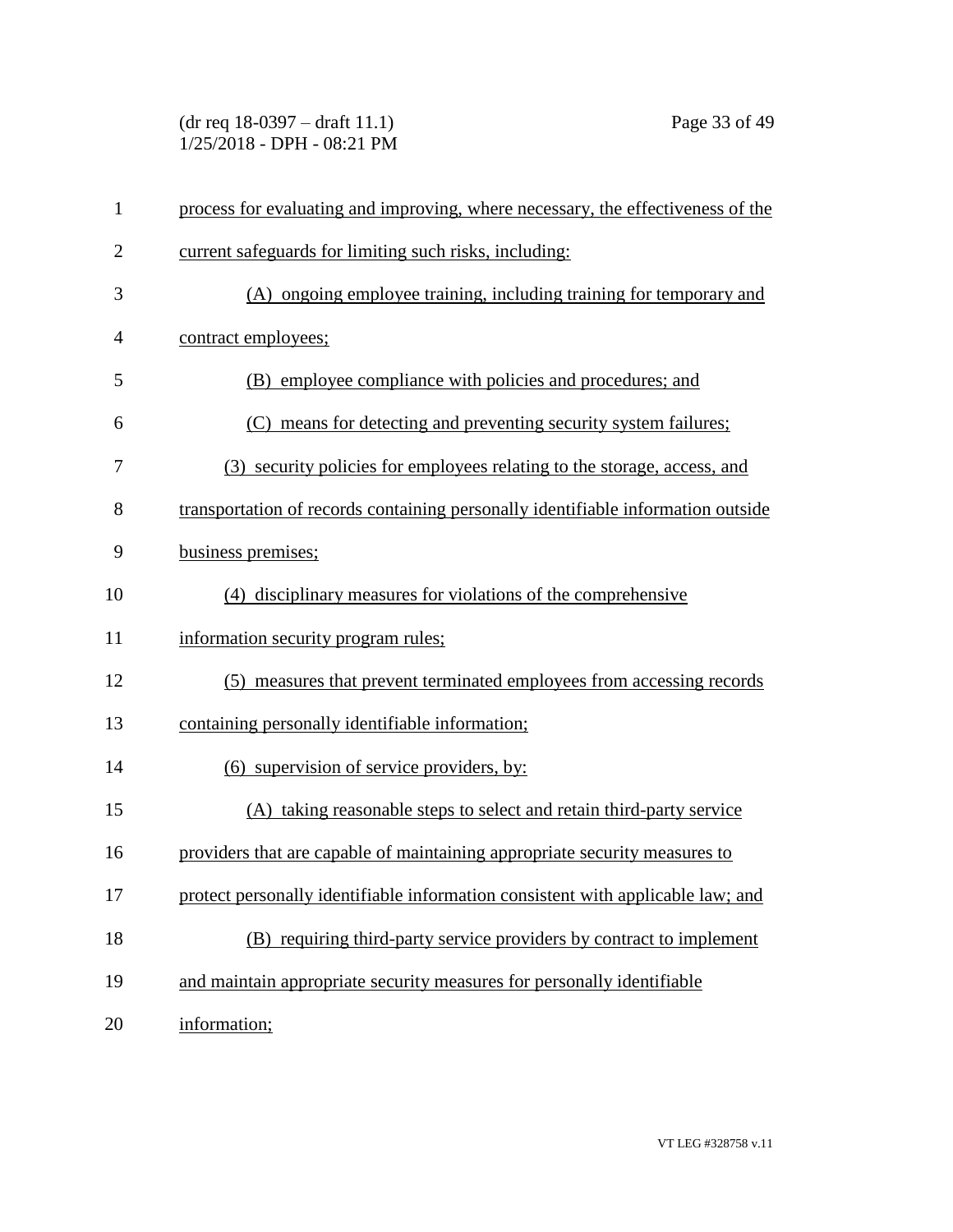process for evaluating and improving, where necessary, the effectiveness of the current safeguards for limiting such risks, including:

(A) ongoing employee training, including training for temporary and contract employees;

(B) employee compliance with policies and procedures; and

(C) means for detecting and preventing security system failures;

(3) security policies for employees relating to the storage, access, and transportation of records containing personally identifiable information outside business premises;

(4) disciplinary measures for violations of the comprehensive information security program rules;

(5) measures that prevent terminated employees from accessing records containing personally identifiable information;

(6) supervision of service providers, by:

(A) taking reasonable steps to select and retain third-party service providers that are capable of maintaining appropriate security measures to protect personally identifiable information consistent with applicable law; and

(B) requiring third-party service providers by contract to implement and maintain appropriate security measures for personally identifiable information;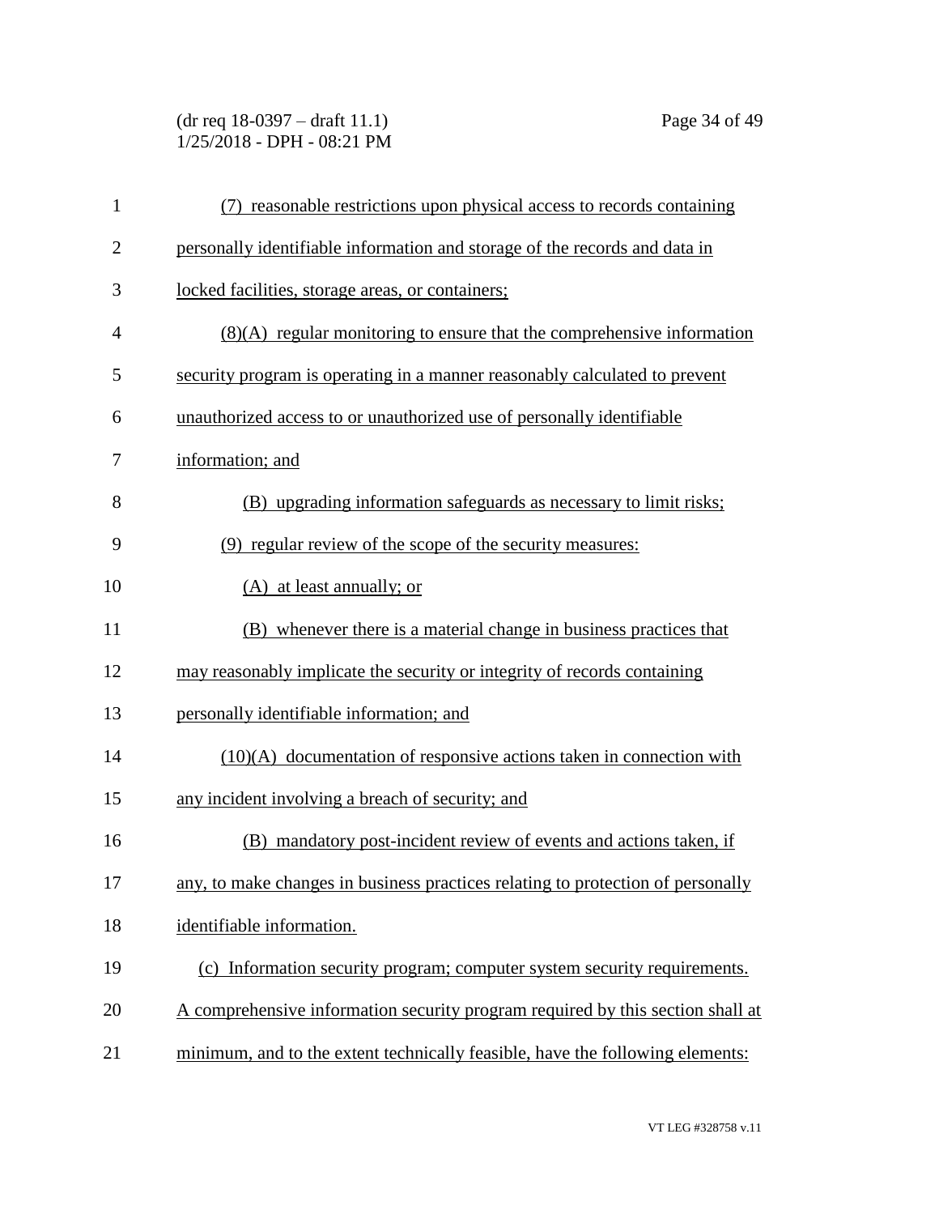(7) reasonable restrictions upon physical access to records containing personally identifiable information and storage of the records and data in locked facilities, storage areas, or containers;

(8)(A) regular monitoring to ensure that the comprehensive information security program is operating in a manner reasonably calculated to prevent unauthorized access to or unauthorized use of personally identifiable information; and

(B) upgrading information safeguards as necessary to limit risks;

(9) regular review of the scope of the security measures:

(A) at least annually; or

(B) whenever there is a material change in business practices that may reasonably implicate the security or integrity of records containing personally identifiable information; and

(10)(A) documentation of responsive actions taken in connection with any incident involving a breach of security; and

(B) mandatory post-incident review of events and actions taken, if any, to make changes in business practices relating to protection of personally identifiable information.

(c) Information security program; computer system security requirements. A comprehensive information security program required by this section shall at minimum, and to the extent technically feasible, have the following elements: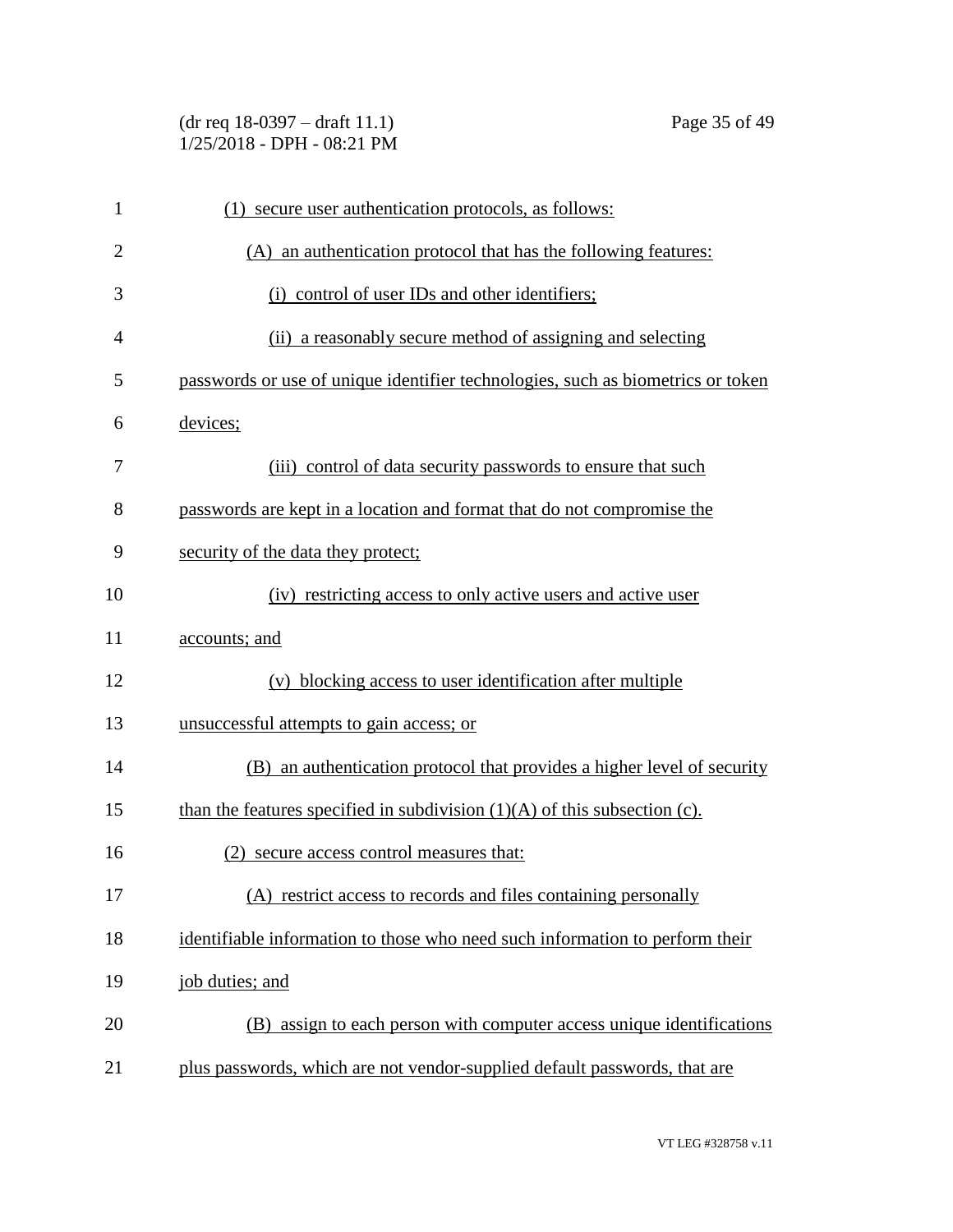(1) secure user authentication protocols, as follows:

(A) an authentication protocol that has the following features:

(i) control of user IDs and other identifiers;

(ii) a reasonably secure method of assigning and selecting passwords or use of unique identifier technologies, such as biometrics or token devices;

(iii) control of data security passwords to ensure that such passwords are kept in a location and format that do not compromise the security of the data they protect;

(iv) restricting access to only active users and active user accounts; and

(v) blocking access to user identification after multiple unsuccessful attempts to gain access; or

(B) an authentication protocol that provides a higher level of security than the features specified in subdivision (1)(A) of this subsection (c).

(2) secure access control measures that:

(A) restrict access to records and files containing personally identifiable information to those who need such information to perform their job duties; and

(B) assign to each person with computer access unique identifications plus passwords, which are not vendor-supplied default passwords, that are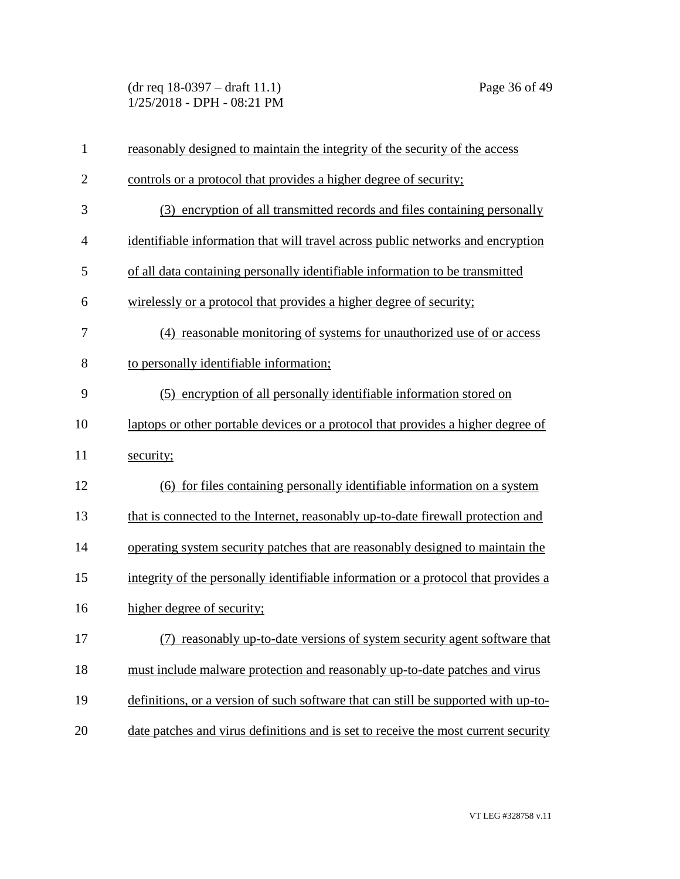reasonably designed to maintain the integrity of the security of the access controls or a protocol that provides a higher degree of security;

(3) encryption of all transmitted records and files containing personally identifiable information that will travel across public networks and encryption of all data containing personally identifiable information to be transmitted wirelessly or a protocol that provides a higher degree of security;

(4) reasonable monitoring of systems for unauthorized use of or access to personally identifiable information;

(5) encryption of all personally identifiable information stored on laptops or other portable devices or a protocol that provides a higher degree of security;

(6) for files containing personally identifiable information on a system that is connected to the Internet, reasonably up-to-date firewall protection and operating system security patches that are reasonably designed to maintain the integrity of the personally identifiable information or a protocol that provides a higher degree of security;

(7) reasonably up-to-date versions of system security agent software that must include malware protection and reasonably up-to-date patches and virus definitions, or a version of such software that can still be supported with up-to-date patches and virus definitions and is set to receive the most current security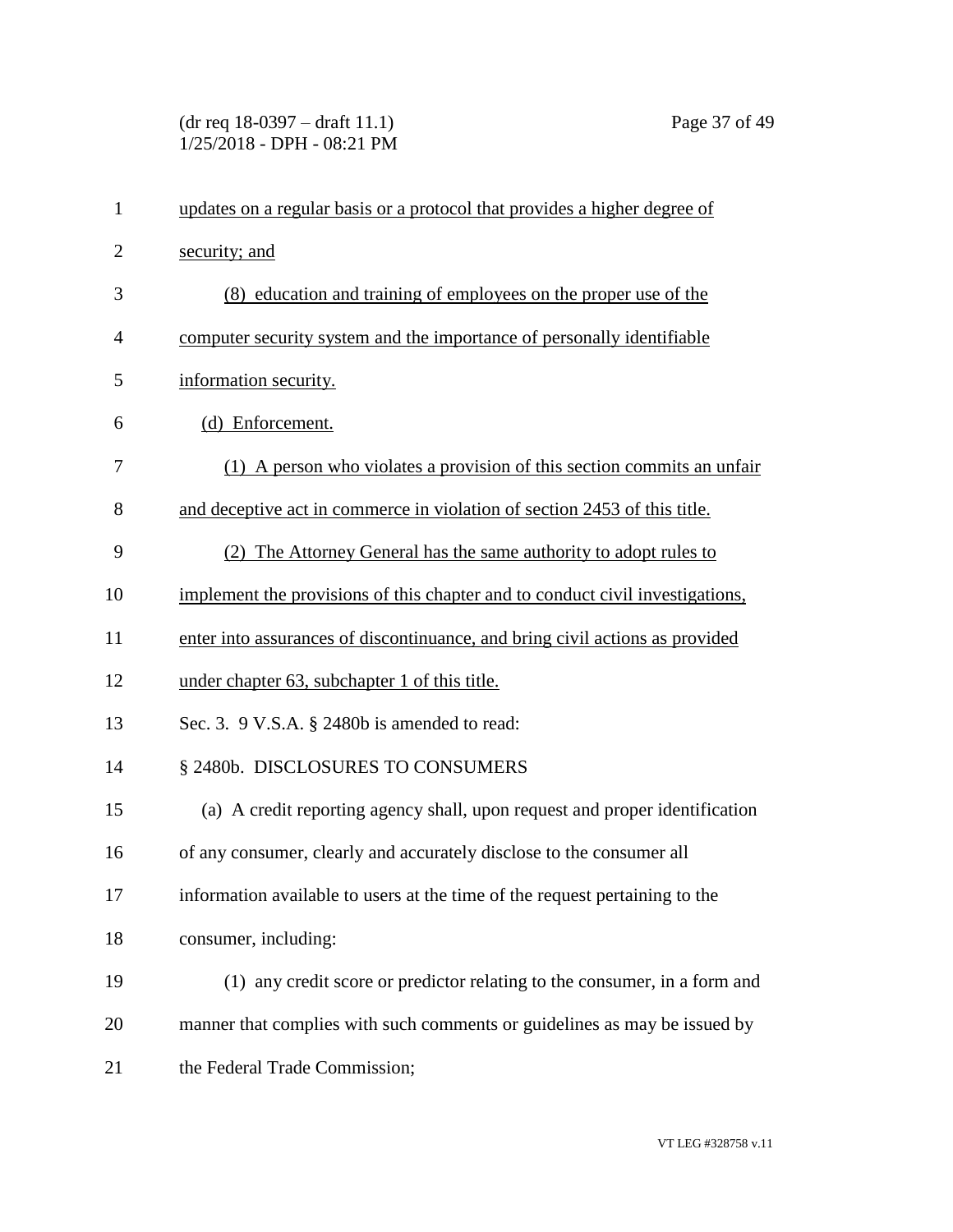updates on a regular basis or a protocol that provides a higher degree of security; and

(8) education and training of employees on the proper use of the computer security system and the importance of personally identifiable information security.

(d) Enforcement.

(1) A person who violates a provision of this section commits an unfair and deceptive act in commerce in violation of section 2453 of this title.

(2) The Attorney General has the same authority to adopt rules to implement the provisions of this chapter and to conduct civil investigations, enter into assurances of discontinuance, and bring civil actions as provided under chapter 63, subchapter 1 of this title.

Sec. 3. 9 V.S.A. § 2480b is amended to read:

§ 2480b. DISCLOSURES TO CONSUMERS

(a) A credit reporting agency shall, upon request and proper identification of any consumer, clearly and accurately disclose to the consumer all information available to users at the time of the request pertaining to the consumer, including:

(1) any credit score or predictor relating to the consumer, in a form and manner that complies with such comments or guidelines as may be issued by the Federal Trade Commission;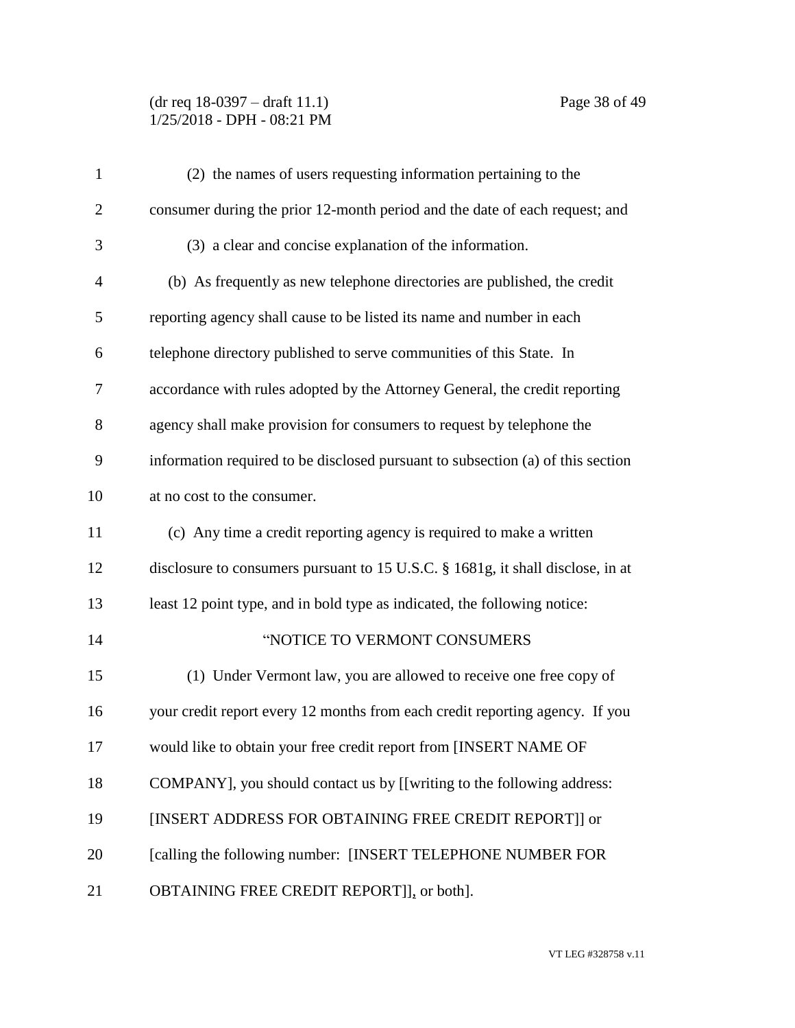(2) the names of users requesting information pertaining to the consumer during the prior 12-month period and the date of each request; and

(3) a clear and concise explanation of the information.

(b) As frequently as new telephone directories are published, the credit reporting agency shall cause to be listed its name and number in each telephone directory published to serve communities of this State. In accordance with rules adopted by the Attorney General, the credit reporting agency shall make provision for consumers to request by telephone the information required to be disclosed pursuant to subsection (a) of this section at no cost to the consumer.

(c) Any time a credit reporting agency is required to make a written disclosure to consumers pursuant to 15 U.S.C. § 1681g, it shall disclose, in at least 12 point type, and in bold type as indicated, the following notice:

"NOTICE TO VERMONT CONSUMERS

(1) Under Vermont law, you are allowed to receive one free copy of your credit report every 12 months from each credit reporting agency. If you would like to obtain your free credit report from [INSERT NAME OF COMPANY], you should contact us by [[writing to the following address: [INSERT ADDRESS FOR OBTAINING FREE CREDIT REPORT]] or [calling the following number: [INSERT TELEPHONE NUMBER FOR OBTAINING FREE CREDIT REPORT]], or both].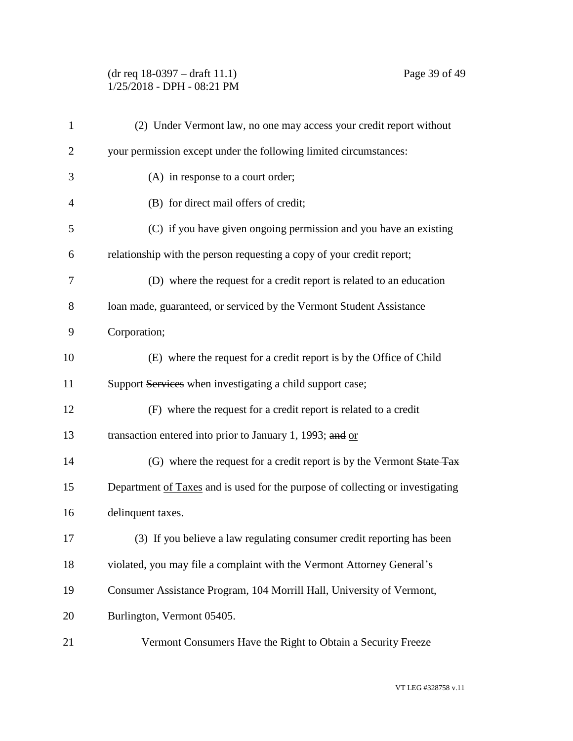(2) Under Vermont law, no one may access your credit report without your permission except under the following limited circumstances:

(A) in response to a court order;

(B) for direct mail offers of credit;

(C) if you have given ongoing permission and you have an existing relationship with the person requesting a copy of your credit report;

(D) where the request for a credit report is related to an education loan made, guaranteed, or serviced by the Vermont Student Assistance Corporation;

(E) where the request for a credit report is by the Office of Child Support ~~Services~~ when investigating a child support case;

(F) where the request for a credit report is related to a credit transaction entered into prior to January 1, 1993; ~~and~~ <u>or</u>

(G) where the request for a credit report is by the Vermont ~~State Tax~~ Department <u>of Taxes</u> and is used for the purpose of collecting or investigating delinquent taxes.

(3) If you believe a law regulating consumer credit reporting has been violated, you may file a complaint with the Vermont Attorney General's Consumer Assistance Program, 104 Morrill Hall, University of Vermont, Burlington, Vermont 05405.

Vermont Consumers Have the Right to Obtain a Security Freeze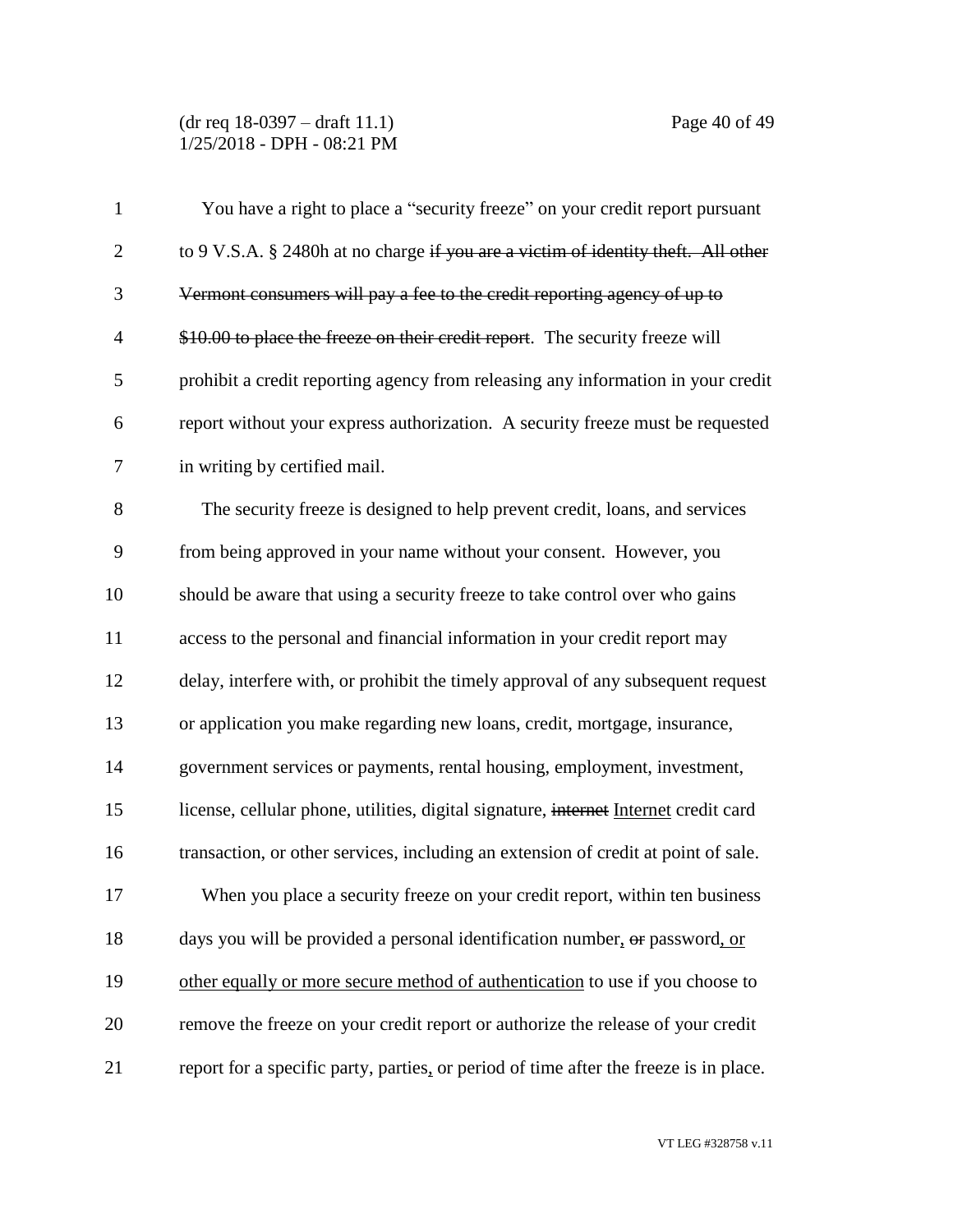You have a right to place a "security freeze" on your credit report pursuant to 9 V.S.A. § 2480h at no charge ~~if you are a victim of identity theft. All other Vermont consumers will pay a fee to the credit reporting agency of up to $10.00 to place the freeze on their credit report~~. The security freeze will prohibit a credit reporting agency from releasing any information in your credit report without your express authorization. A security freeze must be requested in writing by certified mail.

The security freeze is designed to help prevent credit, loans, and services from being approved in your name without your consent. However, you should be aware that using a security freeze to take control over who gains access to the personal and financial information in your credit report may delay, interfere with, or prohibit the timely approval of any subsequent request or application you make regarding new loans, credit, mortgage, insurance, government services or payments, rental housing, employment, investment, license, cellular phone, utilities, digital signature, ~~internet~~ <u>Internet</u> credit card transaction, or other services, including an extension of credit at point of sale.

When you place a security freeze on your credit report, within ten business days you will be provided a personal identification number<u>,</u> ~~or~~ password<u>, or other equally or more secure method of authentication</u> to use if you choose to remove the freeze on your credit report or authorize the release of your credit report for a specific party, parties<u>,</u> or period of time after the freeze is in place.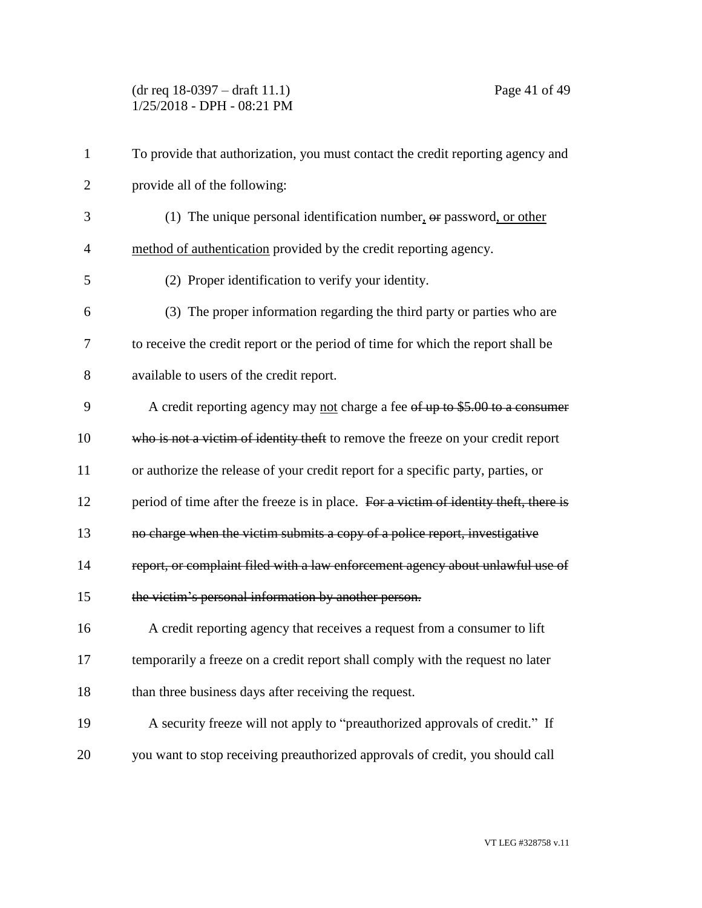To provide that authorization, you must contact the credit reporting agency and provide all of the following:

(1) The unique personal identification number, ~~or~~ password, or other method of authentication provided by the credit reporting agency.

(2) Proper identification to verify your identity.

(3) The proper information regarding the third party or parties who are to receive the credit report or the period of time for which the report shall be available to users of the credit report.

A credit reporting agency may not charge a fee ~~of up to $5.00 to a consumer who is not a victim of identity theft~~ to remove the freeze on your credit report or authorize the release of your credit report for a specific party, parties, or period of time after the freeze is in place. ~~For a victim of identity theft, there is no charge when the victim submits a copy of a police report, investigative report, or complaint filed with a law enforcement agency about unlawful use of the victim's personal information by another person.~~

A credit reporting agency that receives a request from a consumer to lift temporarily a freeze on a credit report shall comply with the request no later than three business days after receiving the request.

A security freeze will not apply to "preauthorized approvals of credit." If you want to stop receiving preauthorized approvals of credit, you should call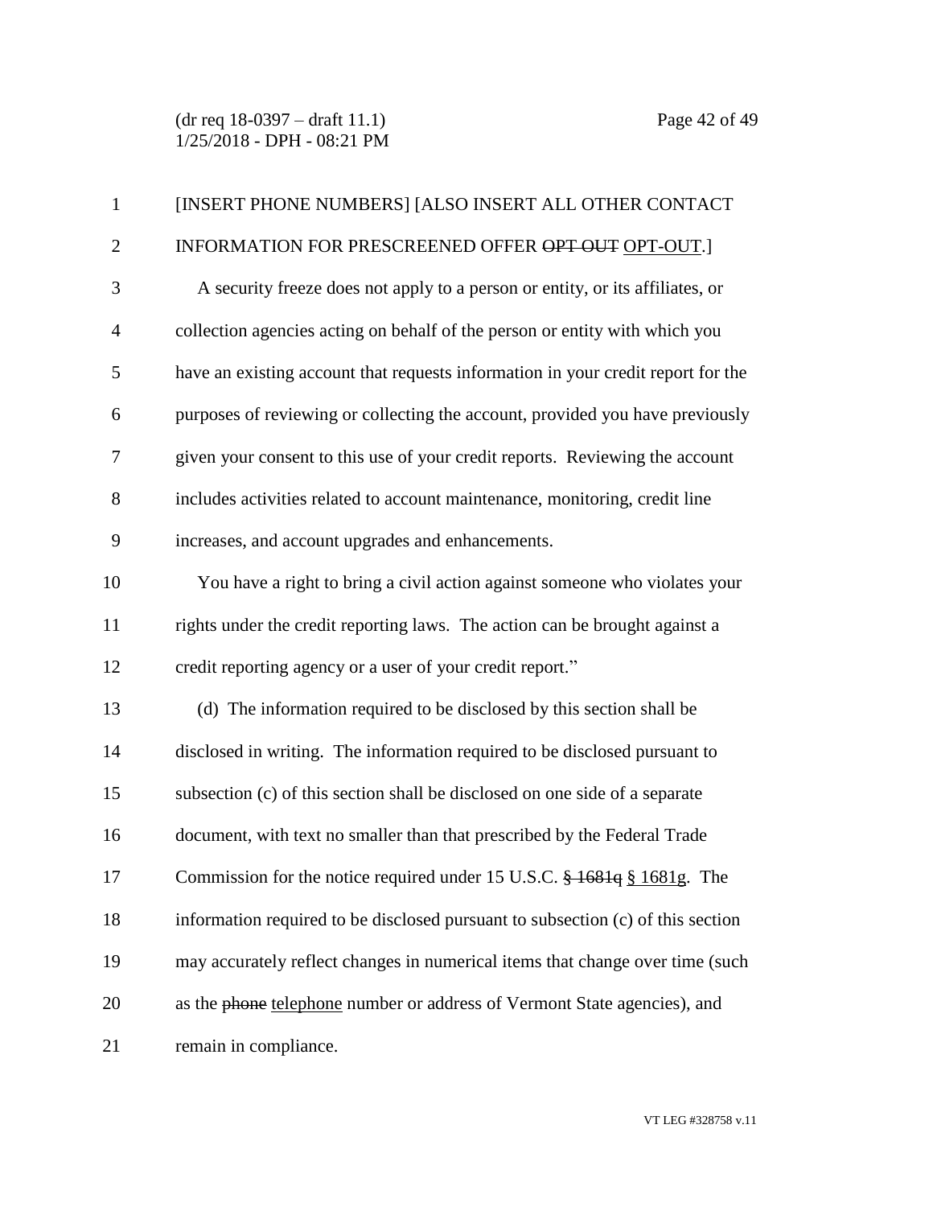[INSERT PHONE NUMBERS] [ALSO INSERT ALL OTHER CONTACT INFORMATION FOR PRESCREENED OFFER ~~OPT OUT~~ OPT-OUT.]

A security freeze does not apply to a person or entity, or its affiliates, or collection agencies acting on behalf of the person or entity with which you have an existing account that requests information in your credit report for the purposes of reviewing or collecting the account, provided you have previously given your consent to this use of your credit reports. Reviewing the account includes activities related to account maintenance, monitoring, credit line increases, and account upgrades and enhancements.

You have a right to bring a civil action against someone who violates your rights under the credit reporting laws. The action can be brought against a credit reporting agency or a user of your credit report."

(d) The information required to be disclosed by this section shall be disclosed in writing. The information required to be disclosed pursuant to subsection (c) of this section shall be disclosed on one side of a separate document, with text no smaller than that prescribed by the Federal Trade Commission for the notice required under 15 U.S.C. ~~§ 1681q~~ § 1681g. The information required to be disclosed pursuant to subsection (c) of this section may accurately reflect changes in numerical items that change over time (such as the ~~phone~~ telephone number or address of Vermont State agencies), and remain in compliance.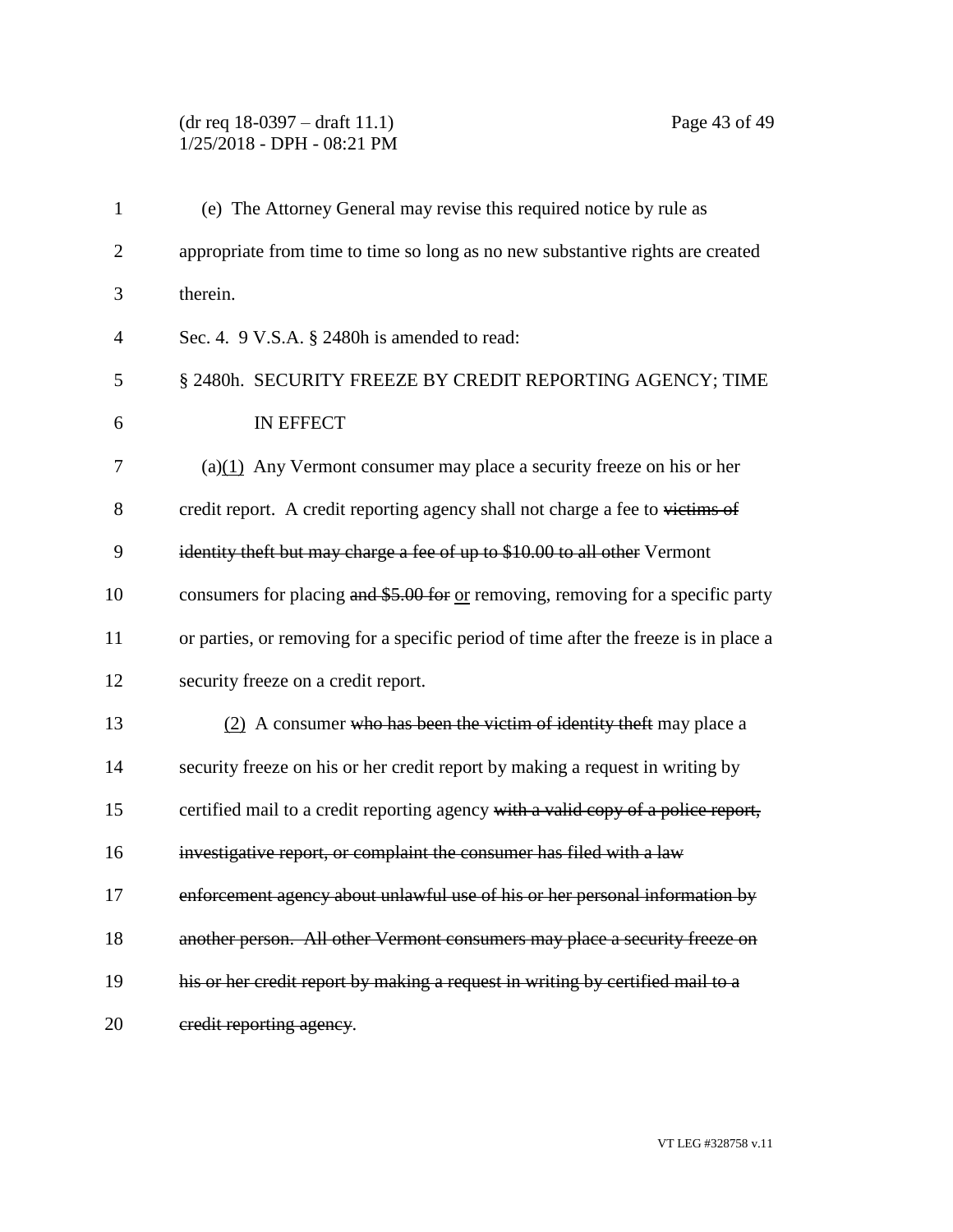(e) The Attorney General may revise this required notice by rule as appropriate from time to time so long as no new substantive rights are created therein.

Sec. 4. 9 V.S.A. § 2480h is amended to read:

§ 2480h. SECURITY FREEZE BY CREDIT REPORTING AGENCY; TIME IN EFFECT

(a)<u>(1)</u> Any Vermont consumer may place a security freeze on his or her credit report. A credit reporting agency shall not charge a fee to ~~victims of identity theft but may charge a fee of up to \$10.00 to all other~~ Vermont consumers for placing ~~and \$5.00 for~~ <u>or</u> removing, removing for a specific party or parties, or removing for a specific period of time after the freeze is in place a security freeze on a credit report.

<u>(2)</u> A consumer ~~who has been the victim of identity theft~~ may place a security freeze on his or her credit report by making a request in writing by certified mail to a credit reporting agency ~~with a valid copy of a police report, investigative report, or complaint the consumer has filed with a law enforcement agency about unlawful use of his or her personal information by another person. All other Vermont consumers may place a security freeze on his or her credit report by making a request in writing by certified mail to a credit reporting agency~~.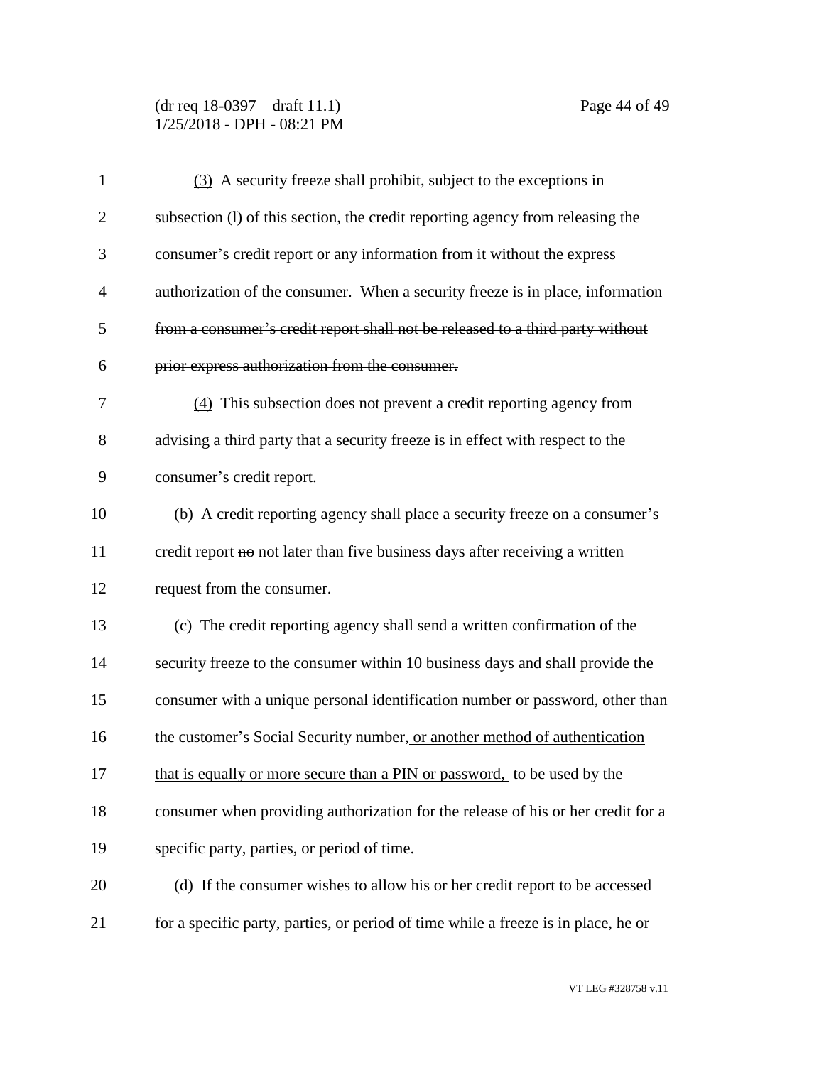(3) A security freeze shall prohibit, subject to the exceptions in subsection (l) of this section, the credit reporting agency from releasing the consumer's credit report or any information from it without the express authorization of the consumer. ~~When a security freeze is in place, information from a consumer's credit report shall not be released to a third party without prior express authorization from the consumer.~~

(4) This subsection does not prevent a credit reporting agency from advising a third party that a security freeze is in effect with respect to the consumer's credit report.

(b) A credit reporting agency shall place a security freeze on a consumer's credit report ~~no~~ not later than five business days after receiving a written request from the consumer.

(c) The credit reporting agency shall send a written confirmation of the security freeze to the consumer within 10 business days and shall provide the consumer with a unique personal identification number or password, other than the customer's Social Security number, or another method of authentication that is equally or more secure than a PIN or password, to be used by the consumer when providing authorization for the release of his or her credit for a specific party, parties, or period of time.

(d) If the consumer wishes to allow his or her credit report to be accessed for a specific party, parties, or period of time while a freeze is in place, he or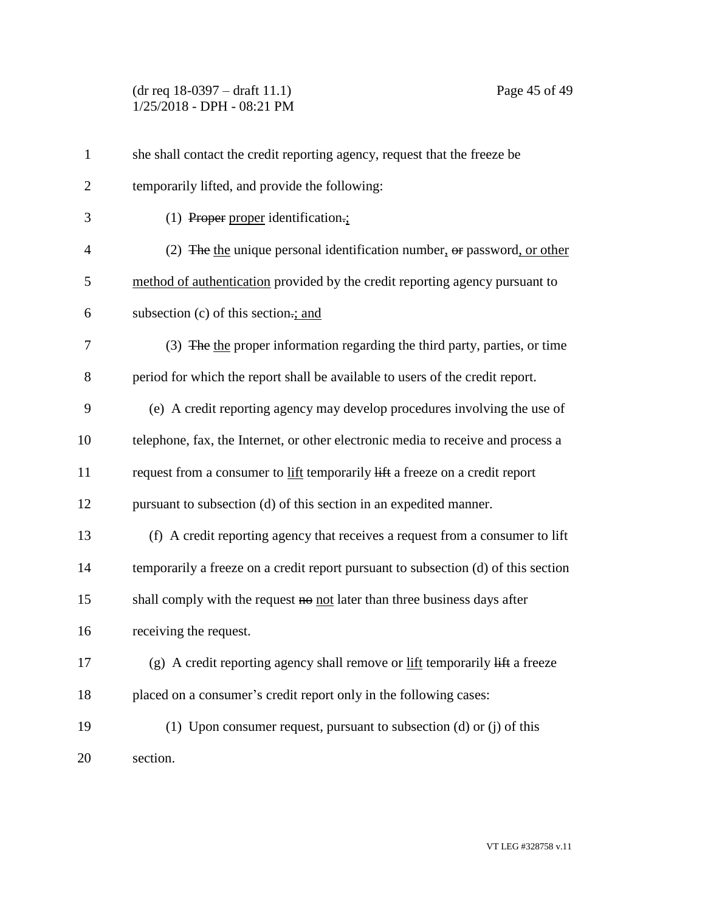she shall contact the credit reporting agency, request that the freeze be temporarily lifted, and provide the following:

(1) ~~Proper~~ <u>proper</u> identification~~.~~<u>;</u>

(2) ~~The~~ <u>the</u> unique personal identification number<u>,</u> ~~or~~ password<u>, or other method of authentication</u> provided by the credit reporting agency pursuant to subsection (c) of this section~~.~~<u>; and</u>

(3) ~~The~~ <u>the</u> proper information regarding the third party, parties, or time period for which the report shall be available to users of the credit report.

(e) A credit reporting agency may develop procedures involving the use of telephone, fax, the Internet, or other electronic media to receive and process a request from a consumer to <u>lift</u> temporarily ~~lift~~ a freeze on a credit report pursuant to subsection (d) of this section in an expedited manner.

(f) A credit reporting agency that receives a request from a consumer to lift temporarily a freeze on a credit report pursuant to subsection (d) of this section shall comply with the request ~~no~~ <u>not</u> later than three business days after receiving the request.

(g) A credit reporting agency shall remove or <u>lift</u> temporarily ~~lift~~ a freeze placed on a consumer's credit report only in the following cases:

(1) Upon consumer request, pursuant to subsection (d) or (j) of this section.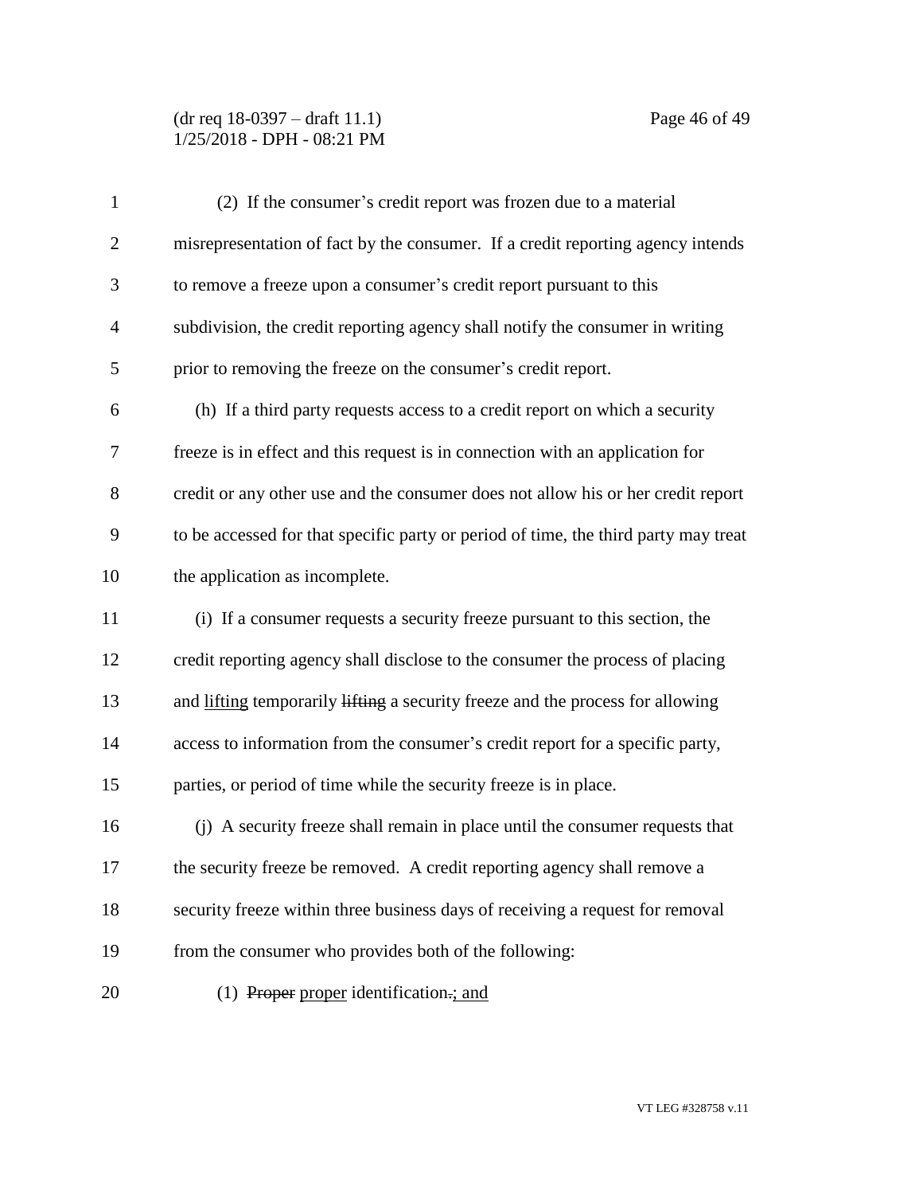(2) If the consumer's credit report was frozen due to a material misrepresentation of fact by the consumer. If a credit reporting agency intends to remove a freeze upon a consumer's credit report pursuant to this subdivision, the credit reporting agency shall notify the consumer in writing prior to removing the freeze on the consumer's credit report.

(h) If a third party requests access to a credit report on which a security freeze is in effect and this request is in connection with an application for credit or any other use and the consumer does not allow his or her credit report to be accessed for that specific party or period of time, the third party may treat the application as incomplete.

(i) If a consumer requests a security freeze pursuant to this section, the credit reporting agency shall disclose to the consumer the process of placing and lifting temporarily ~~lifting~~ a security freeze and the process for allowing access to information from the consumer's credit report for a specific party, parties, or period of time while the security freeze is in place.

(j) A security freeze shall remain in place until the consumer requests that the security freeze be removed. A credit reporting agency shall remove a security freeze within three business days of receiving a request for removal from the consumer who provides both of the following:

(1) ~~Proper~~ proper identification~~.~~; and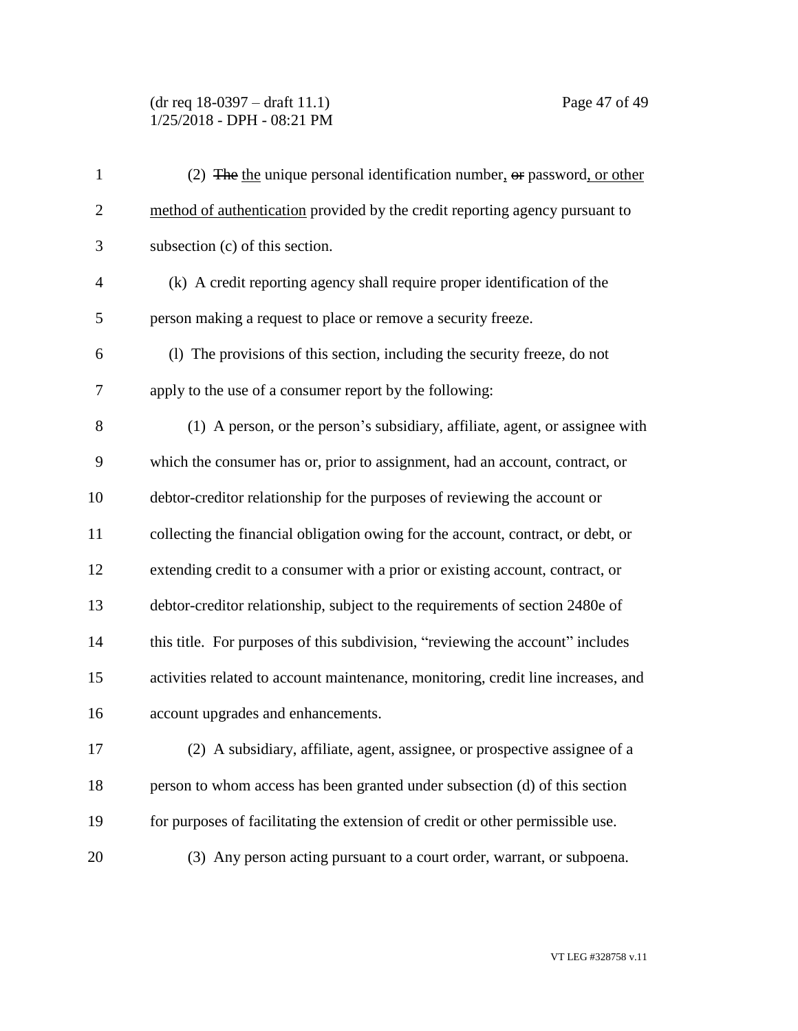(2) ~~The~~ the unique personal identification number, ~~or~~ password, or other method of authentication provided by the credit reporting agency pursuant to subsection (c) of this section.

(k) A credit reporting agency shall require proper identification of the person making a request to place or remove a security freeze.

(l) The provisions of this section, including the security freeze, do not apply to the use of a consumer report by the following:

(1) A person, or the person's subsidiary, affiliate, agent, or assignee with which the consumer has or, prior to assignment, had an account, contract, or debtor-creditor relationship for the purposes of reviewing the account or collecting the financial obligation owing for the account, contract, or debt, or extending credit to a consumer with a prior or existing account, contract, or debtor-creditor relationship, subject to the requirements of section 2480e of this title. For purposes of this subdivision, "reviewing the account" includes activities related to account maintenance, monitoring, credit line increases, and account upgrades and enhancements.

(2) A subsidiary, affiliate, agent, assignee, or prospective assignee of a person to whom access has been granted under subsection (d) of this section for purposes of facilitating the extension of credit or other permissible use.

(3) Any person acting pursuant to a court order, warrant, or subpoena.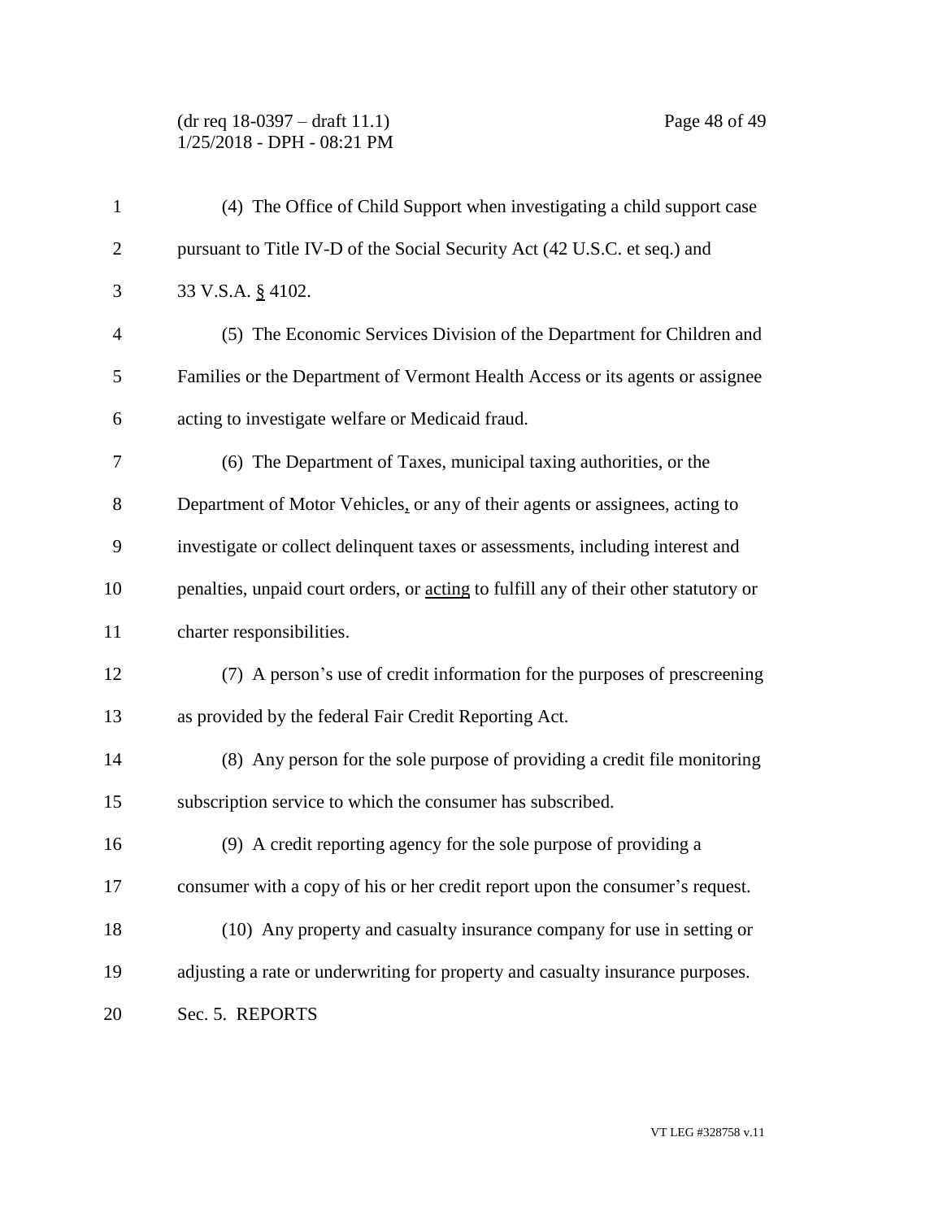(4) The Office of Child Support when investigating a child support case pursuant to Title IV-D of the Social Security Act (42 U.S.C. et seq.) and 33 V.S.A. § 4102.

(5) The Economic Services Division of the Department for Children and Families or the Department of Vermont Health Access or its agents or assignee acting to investigate welfare or Medicaid fraud.

(6) The Department of Taxes, municipal taxing authorities, or the Department of Motor Vehicles, or any of their agents or assignees, acting to investigate or collect delinquent taxes or assessments, including interest and penalties, unpaid court orders, or acting to fulfill any of their other statutory or charter responsibilities.

(7) A person's use of credit information for the purposes of prescreening as provided by the federal Fair Credit Reporting Act.

(8) Any person for the sole purpose of providing a credit file monitoring subscription service to which the consumer has subscribed.

(9) A credit reporting agency for the sole purpose of providing a consumer with a copy of his or her credit report upon the consumer's request.

(10) Any property and casualty insurance company for use in setting or adjusting a rate or underwriting for property and casualty insurance purposes.

Sec. 5. REPORTS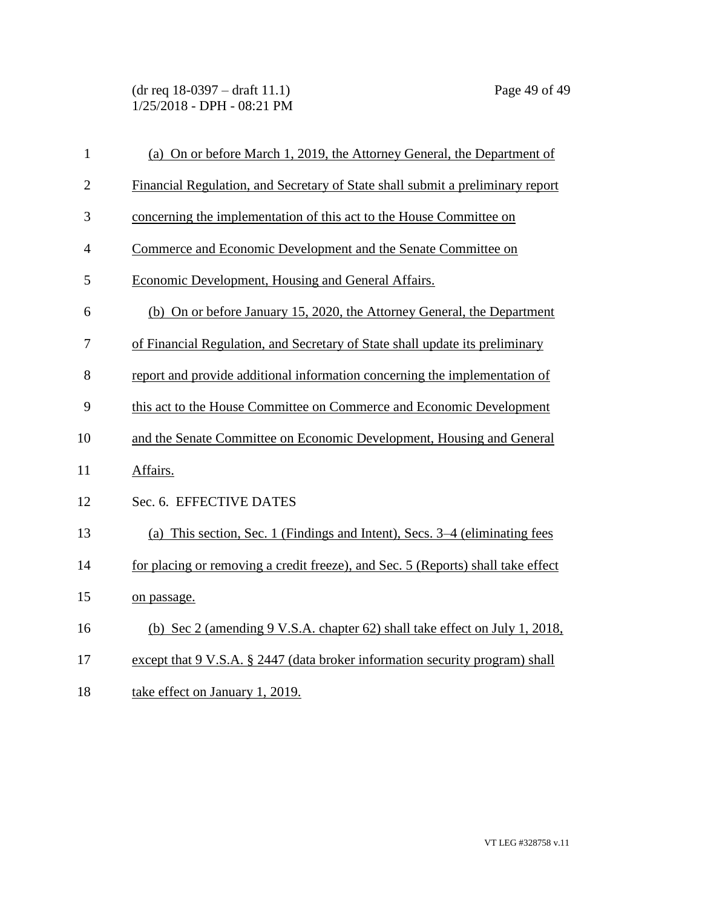(a) On or before March 1, 2019, the Attorney General, the Department of Financial Regulation, and Secretary of State shall submit a preliminary report concerning the implementation of this act to the House Committee on Commerce and Economic Development and the Senate Committee on Economic Development, Housing and General Affairs.

(b) On or before January 15, 2020, the Attorney General, the Department of Financial Regulation, and Secretary of State shall update its preliminary report and provide additional information concerning the implementation of this act to the House Committee on Commerce and Economic Development and the Senate Committee on Economic Development, Housing and General Affairs.

Sec. 6. EFFECTIVE DATES

(a) This section, Sec. 1 (Findings and Intent), Secs. 3–4 (eliminating fees for placing or removing a credit freeze), and Sec. 5 (Reports) shall take effect on passage.

(b) Sec 2 (amending 9 V.S.A. chapter 62) shall take effect on July 1, 2018, except that 9 V.S.A. § 2447 (data broker information security program) shall take effect on January 1, 2019.